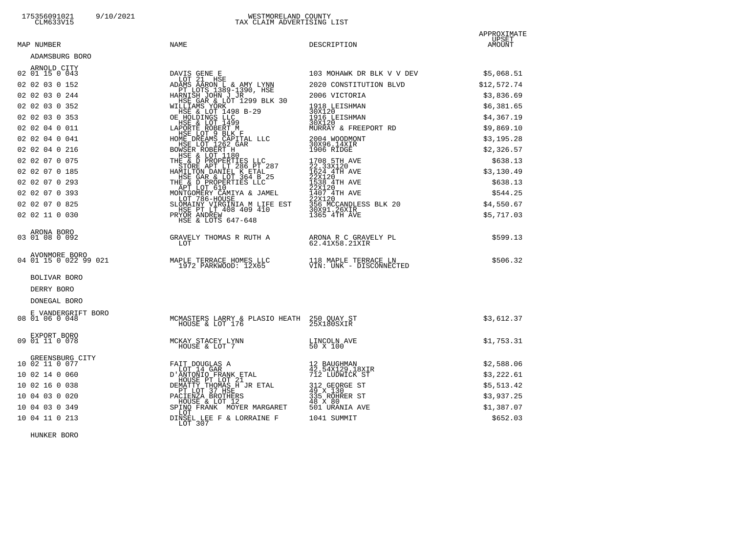# WESTMORELAND COUNTY
## TAX CLAIM ADVERTISING LIST

175356091021 9/10/2021
CLM633V15

| MAP NUMBER | NAME | DESCRIPTION | APPROXIMATE UPSET AMOUNT |
|---|---|---|---|
| ADAMSBURG BORO | | | |
| ARNOLD CITY | | | |
| 02 01 15 0 043 | DAVIS GENE E<br>LOT 21 HSE | 103 MOHAWK DR BLK V V DEV | $5,068.51 |
| 02 02 03 0 152 | ADAMS AARON L & AMY LYNN<br>PT LOTS 1389-1390, HSE | 2020 CONSTITUTION BLVD | $12,572.74 |
| 02 02 03 0 244 | HARNISH JOHN J JR<br>HSE GAR & LOT 1299 BLK 30 | 2006 VICTORIA | $3,836.69 |
| 02 02 03 0 352 | WILLIAMS YORK<br>HSE & LOT 1498 B-29 | 1918 LEISHMAN<br>30X120 | $6,381.65 |
| 02 02 03 0 353 | OE HOLDINGS LLC<br>HSE & LOT 1499 | 1916 LEISHMAN<br>30X120 | $4,367.19 |
| 02 02 04 0 011 | LAPORTE ROBERT M<br>HSE LOT 9 BLK F | MURRAY & FREEPORT RD | $9,869.10 |
| 02 02 04 0 041 | HOME DREAMS CAPITAL LLC<br>HSE LOT 1262 GAR | 2004 WOODMONT<br>30X96.14XIR | $3,195.28 |
| 02 02 04 0 216 | BOWSER ROBERT H<br>HSE & LOT 1180 | 1906 RIDGE | $2,326.57 |
| 02 02 07 0 075 | THE & D PROPERTIES LLC<br>STORE APT LT 286 PT 287 | 1708 5TH AVE<br>22.33X120 | $638.13 |
| 02 02 07 0 185 | HAMILTON DANIEL K ETAL<br>HSE GAR & LOT 364 B 25 | 1624 4TH AVE<br>22X120 | $3,130.49 |
| 02 02 07 0 293 | THE & D PROPERTIES LLC<br>APT LOT 610 | 1538 4TH AVE<br>22X120 | $638.13 |
| 02 02 07 0 393 | MONTGOMERY CAMIYA & JAMEL<br>LOT 786-HOUSE | 1407 4TH AVE<br>22X120 | $544.25 |
| 02 02 07 0 825 | SLOMAINY VIRGINIA M LIFE EST<br>HSE PT LT 408 409 410 | 356 MCCANDLESS BLK 20<br>30X91.26XIR | $4,550.67 |
| 02 02 11 0 030 | PRYOR ANDREW<br>HSE & LOTS 647-648 | 1365 4TH AVE | $5,717.03 |
| ARONA BORO | | | |
| 03 01 08 0 092 | GRAVELY THOMAS R RUTH A<br>LOT | ARONA R C GRAVELY PL<br>62.41X58.21XIR | $599.13 |
| AVONMORE BORO | | | |
| 04 01 15 0 022 99 021 | MAPLE TERRACE HOMES LLC<br>1972 PARKWOOD: 12X65 | 118 MAPLE TERRACE LN<br>VIN: UNK - DISCONNECTED | $506.32 |
| BOLIVAR BORO | | | |
| DERRY BORO | | | |
| DONEGAL BORO | | | |
| E VANDERGRIFT BORO | | | |
| 08 01 06 0 048 | MCMASTERS LARRY & PLASIO HEATH<br>HOUSE & LOT 176 | 250 QUAY ST<br>25X180SXIR | $3,612.37 |
| EXPORT BORO | | | |
| 09 01 11 0 078 | MCKAY STACEY LYNN<br>HOUSE & LOT 7 | LINCOLN AVE<br>50 X 100 | $1,753.31 |
| GREENSBURG CITY | | | |
| 10 02 11 0 077 | FAIT DOUGLAS A<br>LOT 14 GAR | 12 BAUGHMAN<br>42.54X129.18XIR | $2,588.06 |
| 10 02 14 0 060 | D'ANTONIO FRANK ETAL<br>HOUSE PT LOT 21 | 712 LUDWICK ST | $3,222.61 |
| 10 02 16 0 038 | DEMATTY THOMAS H JR ETAL<br>PT LOT 37 HSE | 312 GEORGE ST<br>49 X 130 | $5,513.42 |
| 10 04 03 0 020 | PACIENZA BROTHERS<br>HOUSE & LOT 12 | 335 ROHRER ST<br>48 X 80 | $3,937.25 |
| 10 04 03 0 349 | SPINO FRANK MOYER MARGARET<br>LOT | 501 URANIA AVE | $1,387.07 |
| 10 04 11 0 213 | DINSEL LEE F & LORRAINE F<br>LOT 307 | 1041 SUMMIT | $652.03 |
| HUNKER BORO | | | |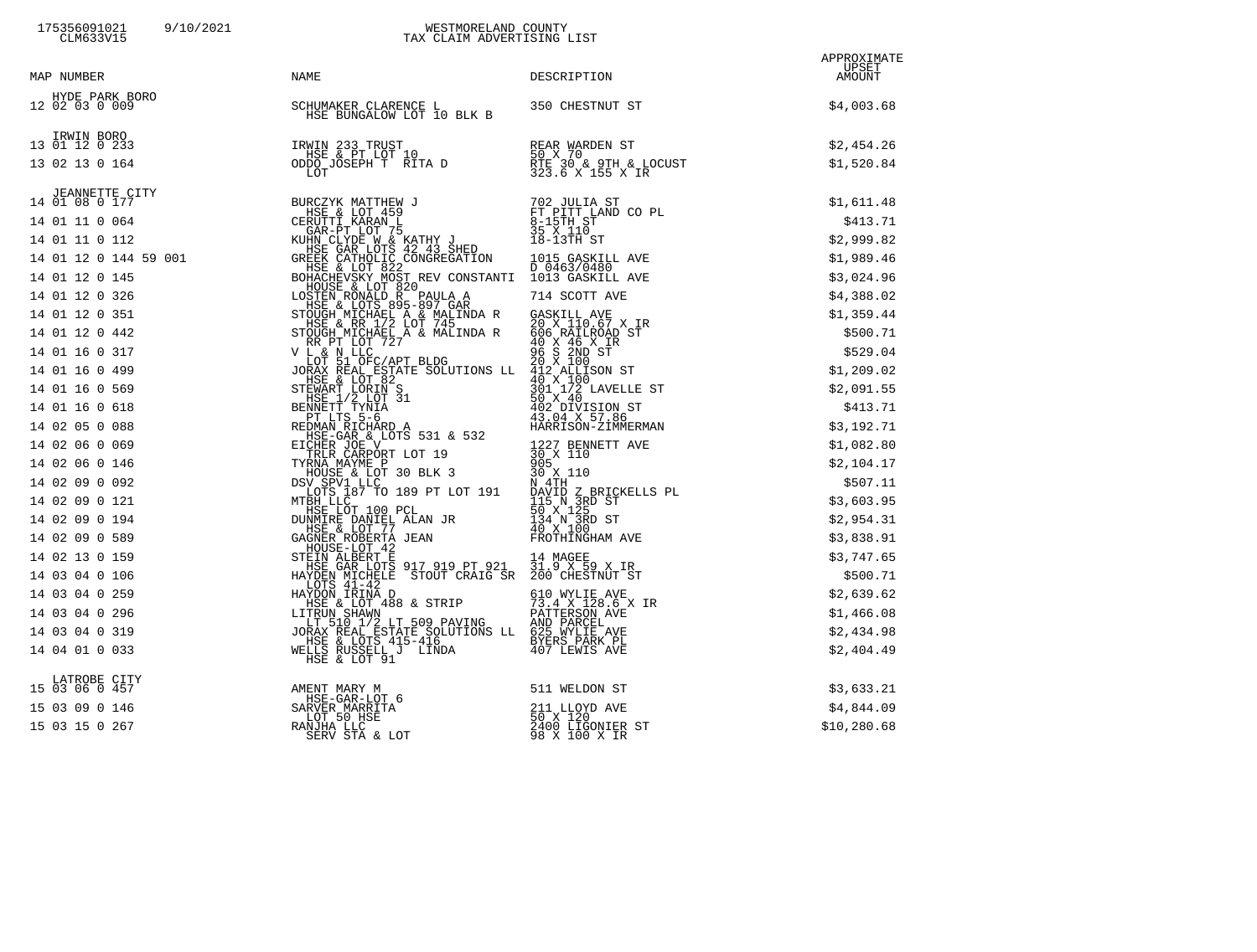WESTMORELAND COUNTY
TAX CLAIM ADVERTISING LIST

| MAP NUMBER | NAME | DESCRIPTION | APPROXIMATE UPSET AMOUNT |
|---|---|---|---|
| **HYDE PARK BORO** | | | |
| 12 02 03 0 009 | SCHUMAKER CLARENCE L<br>HSE BUNGALOW LOT 10 BLK B | 350 CHESTNUT ST | $4,003.68 |
| **IRWIN BORO** | | | |
| 13 01 12 0 233 | IRWIN 233 TRUST<br>HSE & PT LOT 10 | REAR WARDEN ST<br>50 X 70 | $2,454.26 |
| 13 02 13 0 164 | ODDO JOSEPH T RITA D<br>LOT | RTE 30 & 9TH & LOCUST<br>323.6 X 155 X IR | $1,520.84 |
| **JEANNETTE CITY** | | | |
| 14 01 08 0 177 | BURCZYK MATTHEW J<br>HSE & LOT 459 | 702 JULIA ST<br>FT PITT LAND CO PL | $1,611.48 |
| 14 01 11 0 064 | CERUTTI KARAN L<br>GAR-PT LOT 75 | 8-15TH ST<br>35 X 110 | $413.71 |
| 14 01 11 0 112 | KUHN CLYDE W & KATHY J<br>HSE GAR LOTS 42 43 SHED | 18-13TH ST | $2,999.82 |
| 14 01 12 0 144 59 001 | GREEK CATHOLIC CONGREGATION<br>HSE & LOT 822 | 1015 GASKILL AVE<br>D 0463/0480 | $1,989.46 |
| 14 01 12 0 145 | BOHACHEVSKY MOST REV CONSTANTI<br>HOUSE & LOT 820 | 1013 GASKILL AVE | $3,024.96 |
| 14 01 12 0 326 | LOSTEN RONALD R PAULA A<br>HSE & LOTS 895-897 GAR | 714 SCOTT AVE | $4,388.02 |
| 14 01 12 0 351 | STOUGH MICHAEL A & MALINDA R<br>HSE & RR 1/2 LOT 745 | GASKILL AVE<br>20 X 110.67 X IR | $1,359.44 |
| 14 01 12 0 442 | STOUGH MICHAEL A & MALINDA R<br>RR PT LOT 727 | 606 RAILROAD ST<br>40 X 46 X IR | $500.71 |
| 14 01 16 0 317 | V L & N LLC<br>LOT 51 OFC/APT BLDG | 96 S 2ND ST<br>20 X 100 | $529.04 |
| 14 01 16 0 499 | JORAX REAL ESTATE SOLUTIONS LL<br>HSE & LOT 82 | 412 ALLISON ST<br>40 X 100 | $1,209.02 |
| 14 01 16 0 569 | STEWART LORIN S<br>HSE 1/2 LOT 31 | 301 1/2 LAVELLE ST<br>50 X 40 | $2,091.55 |
| 14 01 16 0 618 | BENNETT TYNIA<br>PT LTS 5-6 | 402 DIVISION ST<br>43.04 X 57.86 | $413.71 |
| 14 02 05 0 088 | REDMAN RICHARD A<br>HSE-GAR & LOTS 531 & 532 | HARRISON-ZIMMERMAN | $3,192.71 |
| 14 02 06 0 069 | EICHER JOE V<br>TRLR CARPORT LOT 19 | 1227 BENNETT AVE<br>30 X 110 | $1,082.80 |
| 14 02 06 0 146 | TYRNA MAYME P<br>HOUSE & LOT 30 BLK 3 | 905<br>30 X 110 | $2,104.17 |
| 14 02 09 0 092 | DSV SPV1 LLC<br>LOTS 187 TO 189 PT LOT 191 | N 4TH<br>DAVID Z BRICKELLS PL | $507.11 |
| 14 02 09 0 121 | MTBH LLC<br>HSE LOT 100 PCL | 115 N 3RD ST<br>50 X 125 | $3,603.95 |
| 14 02 09 0 194 | DUNMIRE DANIEL ALAN JR<br>HSE & LOT 77 | 134 N 3RD ST<br>40 X 100 | $2,954.31 |
| 14 02 09 0 589 | GAGNER ROBERTA JEAN<br>HOUSE-LOT 42 | FROTHINGHAM AVE | $3,838.91 |
| 14 02 13 0 159 | STEIN ALBERT E<br>HSE GAR LOTS 917 919 PT 921 | 14 MAGEE<br>31.9 X 59 X IR | $3,747.65 |
| 14 03 04 0 106 | HAYDEN MICHELE STOUT CRAIG SR<br>LOTS 41-42 | 200 CHESTNUT ST | $500.71 |
| 14 03 04 0 259 | HAYDON IRINA D<br>HSE & LOT 488 & STRIP | 610 WYLIE AVE<br>73.4 X 128.6 X IR | $2,639.62 |
| 14 03 04 0 296 | LITRUN SHAWN<br>LT 510 1/2 LT 509 PAVING | PATTERSON AVE<br>AND PARCEL | $1,466.08 |
| 14 03 04 0 319 | JORAX REAL ESTATE SOLUTIONS LL<br>HSE & LOTS 415-416 | 625 WYLIE AVE<br>BYERS PARK PL | $2,434.98 |
| 14 04 01 0 033 | WELLS RUSSELL J LINDA<br>HSE & LOT 91 | 407 LEWIS AVE | $2,404.49 |
| **LATROBE CITY** | | | |
| 15 03 06 0 457 | AMENT MARY M<br>HSE-GAR-LOT 6 | 511 WELDON ST | $3,633.21 |
| 15 03 09 0 146 | SARVER MARRITA<br>LOT 50 HSE | 211 LLOYD AVE<br>50 X 120 | $4,844.09 |
| 15 03 15 0 267 | RANJHA LLC<br>SERV STA & LOT | 2400 LIGONIER ST<br>98 X 100 X IR | $10,280.68 |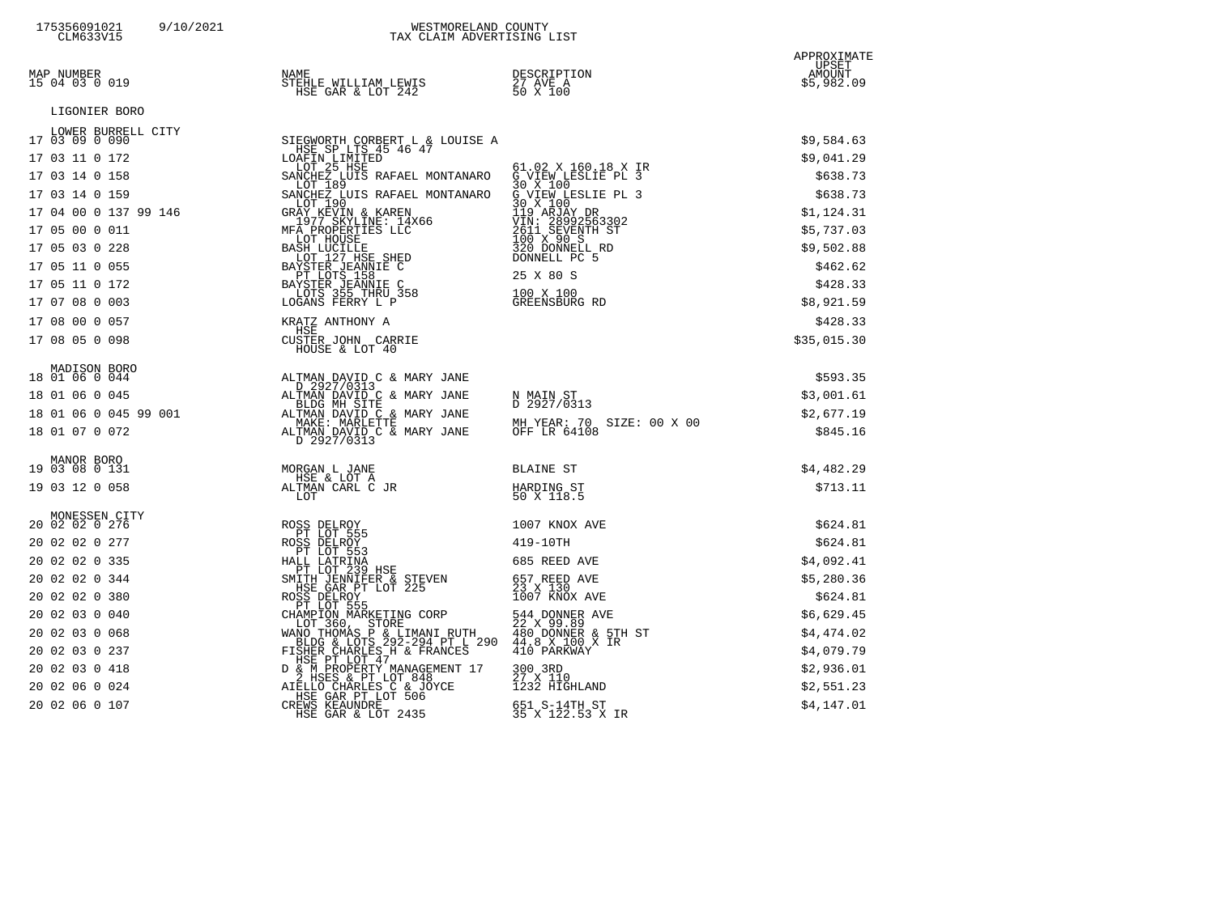WESTMORELAND COUNTY
TAX CLAIM ADVERTISING LIST

| MAP NUMBER | NAME | DESCRIPTION | APPROXIMATE UPSET AMOUNT |
|---|---|---|---|
| 15 04 03 0 019 | STEHLE WILLIAM LEWIS<br>HSE GAR & LOT 242 | 27 AVE A<br>50 X 100 | $5,982.09 |
| **LIGONIER BORO** | | | |
| **LOWER BURRELL CITY** | | | |
| 17 03 09 0 090 | SIEGWORTH CORBERT L & LOUISE A<br>HSE SP LTS 45 46 47 | | $9,584.63 |
| 17 03 11 0 172 | LOAFIN LIMITED<br>LOT 25 HSE | 61.02 X 160.18 X IR | $9,041.29 |
| 17 03 14 0 158 | SANCHEZ LUIS RAFAEL MONTANARO<br>LOT 189 | G VIEW LESLIE PL 3<br>30 X 100 | $638.73 |
| 17 03 14 0 159 | SANCHEZ LUIS RAFAEL MONTANARO<br>LOT 190 | G VIEW LESLIE PL 3<br>30 X 100 | $638.73 |
| 17 04 00 0 137 99 146 | GRAY KEVIN & KAREN<br>1977 SKYLINE: 14X66 | 119 ARJAY DR<br>VIN: 28992563302 | $1,124.31 |
| 17 05 00 0 011 | MFA PROPERTIES LLC<br>LOT HOUSE | 2611 SEVENTH ST<br>100 X 90 S | $5,737.03 |
| 17 05 03 0 228 | BASH LUCILLE<br>LOT 127 HSE SHED | 320 DONNELL RD<br>DONNELL PC 5 | $9,502.88 |
| 17 05 11 0 055 | BAYSTER JEANNIE C<br>PT LOTS 158 | 25 X 80 S | $462.62 |
| 17 05 11 0 172 | BAYSTER JEANNIE C<br>LOTS 355 THRU 358 | 100 X 100 | $428.33 |
| 17 07 08 0 003 | LOGANS FERRY L P | GREENSBURG RD | $8,921.59 |
| 17 08 00 0 057 | KRATZ ANTHONY A<br>HSE | | $428.33 |
| 17 08 05 0 098 | CUSTER JOHN CARRIE<br>HOUSE & LOT 40 | | $35,015.30 |
| **MADISON BORO** | | | |
| 18 01 06 0 044 | ALTMAN DAVID C & MARY JANE<br>D 2927/0313 | | $593.35 |
| 18 01 06 0 045 | ALTMAN DAVID C & MARY JANE<br>BLDG MH SITE | N MAIN ST<br>D 2927/0313 | $3,001.61 |
| 18 01 06 0 045 99 001 | ALTMAN DAVID C & MARY JANE<br>MAKE: MARLETTE | MH YEAR: 70 SIZE: 00 X 00 | $2,677.19 |
| 18 01 07 0 072 | ALTMAN DAVID C & MARY JANE<br>D 2927/0313 | OFF LR 64108 | $845.16 |
| **MANOR BORO** | | | |
| 19 03 08 0 131 | MORGAN L JANE<br>HSE & LOT A | BLAINE ST | $4,482.29 |
| 19 03 12 0 058 | ALTMAN CARL C JR<br>LOT | HARDING ST<br>50 X 118.5 | $713.11 |
| **MONESSEN CITY** | | | |
| 20 02 02 0 276 | ROSS DELROY<br>PT LOT 555 | 1007 KNOX AVE | $624.81 |
| 20 02 02 0 277 | ROSS DELROY<br>PT LOT 553 | 419-10TH | $624.81 |
| 20 02 02 0 335 | HALL LATRINA<br>PT LOT 239 HSE | 685 REED AVE | $4,092.41 |
| 20 02 02 0 344 | SMITH JENNIFER & STEVEN<br>HSE GAR PT LOT 225 | 657 REED AVE<br>23 X 130 | $5,280.36 |
| 20 02 02 0 380 | ROSS DELROY<br>PT LOT 555 | 1007 KNOX AVE | $624.81 |
| 20 02 03 0 040 | CHAMPION MARKETING CORP<br>LOT 360, STORE | 544 DONNER AVE<br>22 X 99.89 | $6,629.45 |
| 20 02 03 0 068 | WANO THOMAS P & LIMANI RUTH<br>BLDG & LOTS 292-294 PT L 290 | 480 DONNER & 5TH ST<br>44.8 X 100 X IR | $4,474.02 |
| 20 02 03 0 237 | FISHER CHARLES H & FRANCES<br>HSE PT LOT 47 | 410 PARKWAY | $4,079.79 |
| 20 02 03 0 418 | D & M PROPERTY MANAGEMENT 17<br>2 HSES & PT LOT 848 | 300 3RD<br>27 X 110 | $2,936.01 |
| 20 02 06 0 024 | AIELLO CHARLES C & JOYCE<br>HSE GAR PT LOT 506 | 1232 HIGHLAND | $2,551.23 |
| 20 02 06 0 107 | CREWS KEAUNDRE<br>HSE GAR & LOT 2435 | 651 S-14TH ST<br>35 X 122.53 X IR | $4,147.01 |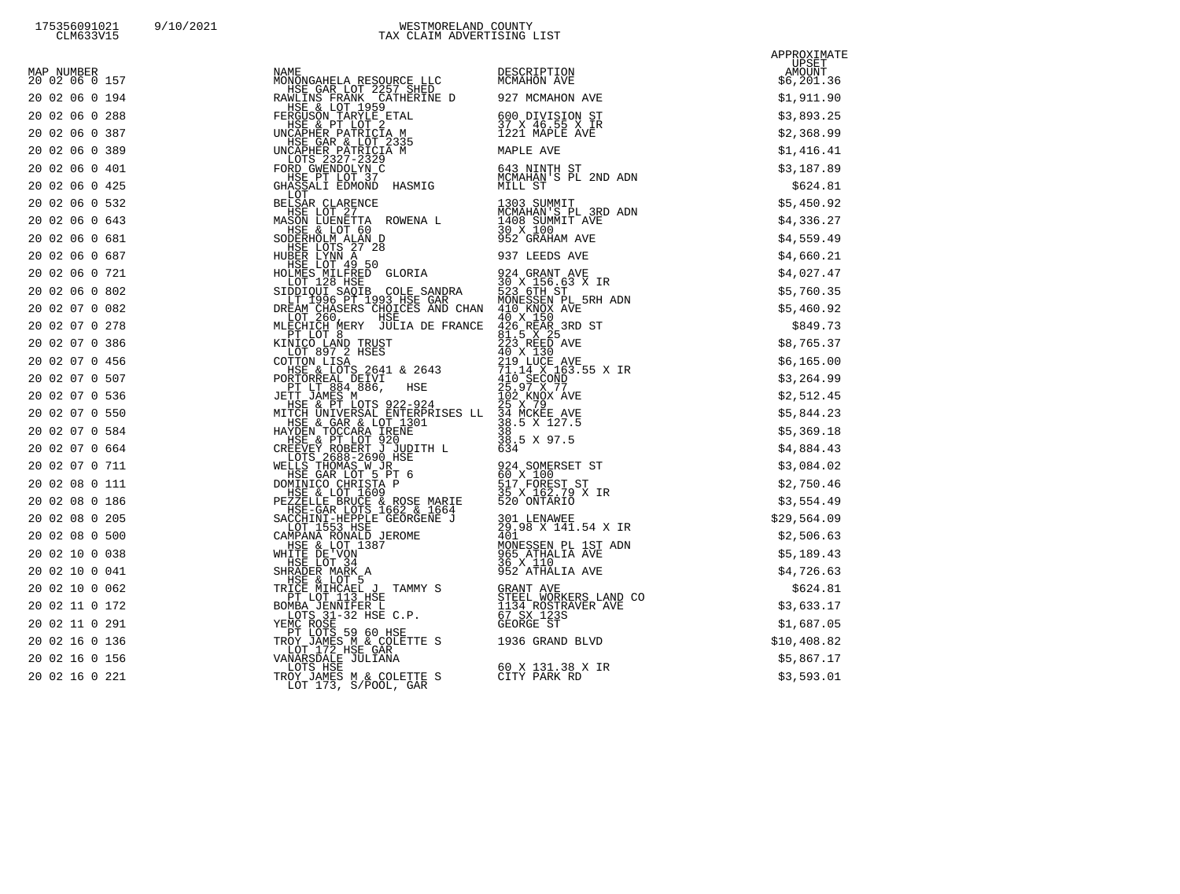175356091021 9/10/2021 CLM633V15

# WESTMORELAND COUNTY
## TAX CLAIM ADVERTISING LIST

| MAP NUMBER | NAME | DESCRIPTION | APPROXIMATE UPSET AMOUNT |
|---|---|---|---|
| 20 02 06 0 157 | MONONGAHELA RESOURCE LLC<br>HSE GAR LOT 2257 SHED | MCMAHON AVE | $6,201.36 |
| 20 02 06 0 194 | RAWLINS FRANK CATHERINE D<br>HSE & LOT 1959 | 927 MCMAHON AVE | $1,911.90 |
| 20 02 06 0 288 | FERGUSON TARYLE ETAL<br>HSE & PT LOT 2 | 600 DIVISION ST<br>37 X 46.55 X IR | $3,893.25 |
| 20 02 06 0 387 | UNCAPHER PATRICIA M<br>HSE GAR & LOT 2335 | 1221 MAPLE AVE | $2,368.99 |
| 20 02 06 0 389 | UNCAPHER PATRICIA M<br>LOTS 2327-2329 | MAPLE AVE | $1,416.41 |
| 20 02 06 0 401 | FORD GWENDOLYN C<br>HSE PT LOT 37 | 643 NINTH ST<br>MCMAHAN'S PL 2ND ADN | $3,187.89 |
| 20 02 06 0 425 | GHASSALI EDMOND HASMIG<br>LOT | MILL ST | $624.81 |
| 20 02 06 0 532 | BELSAR CLARENCE<br>HSE LOT 27 | 1303 SUMMIT<br>MCMAHAN'S PL 3RD ADN | $5,450.92 |
| 20 02 06 0 643 | MASON LUENETTA ROWENA L<br>HSE & LOT 60 | 1408 SUMMIT AVE<br>30 X 100 | $4,336.27 |
| 20 02 06 0 681 | SODERHOLM ALAN D<br>HSE LOTS 27 28 | 952 GRAHAM AVE | $4,559.49 |
| 20 02 06 0 687 | HUBER LYNN A<br>HSE LOT 49 50 | 937 LEEDS AVE | $4,660.21 |
| 20 02 06 0 721 | HOLMES MILFRED GLORIA<br>LOT 128 HSE | 924 GRANT AVE<br>30 X 156.63 X IR | $4,027.47 |
| 20 02 06 0 802 | SIDDIQUI SAQIB COLE SANDRA<br>LT 1996 PT 1993 HSE GAR | 523 6TH ST<br>MONESSEN PL 5RH ADN | $5,760.35 |
| 20 02 07 0 082 | DREAM CHASERS CHOICES AND CHAN<br>LOT 260, HSE | 410 KNOX AVE<br>40 X 150 | $5,460.92 |
| 20 02 07 0 278 | MLECHICH MERY JULIA DE FRANCE<br>PT LOT 8 | 426 REAR 3RD ST<br>81.5 X 25 | $849.73 |
| 20 02 07 0 386 | KINICO LAND TRUST<br>LOT 897 2 HSES | 223 REED AVE<br>40 X 130 | $8,765.37 |
| 20 02 07 0 456 | COTTON LISA<br>HSE & LOTS 2641 & 2643 | 219 LUCE AVE<br>71.14 X 163.55 X IR | $6,165.00 |
| 20 02 07 0 507 | PORTORREAL DEIVI<br>PT LT 884 886, HSE | 410 SECOND<br>25.97 X 77 | $3,264.99 |
| 20 02 07 0 536 | JETT JAMES M<br>HSE & PT LOTS 922-924 | 102 KNOX AVE<br>25 X 79 | $2,512.45 |
| 20 02 07 0 550 | MITCH UNIVERSAL ENTERPRISES LL<br>HSE & GAR & LOT 1301 | 34 MCKEE AVE<br>38.5 X 127.5 | $5,844.23 |
| 20 02 07 0 584 | HAYDEN TOCCARA IRENE<br>HSE & PT LOT 920 | 38<br>38.5 X 97.5 | $5,369.18 |
| 20 02 07 0 664 | CREEVEY ROBERT J JUDITH L<br>LOTS 2688-2690 HSE | 634 | $4,884.43 |
| 20 02 07 0 711 | WELLS THOMAS W JR<br>HSE GAR LOT 5 PT 6 | 924 SOMERSET ST<br>60 X 100 | $3,084.02 |
| 20 02 08 0 111 | DOMINICO CHRISTA P<br>HSE & LOT 1609 | 517 FOREST ST<br>35 X 162.79 X IR | $2,750.46 |
| 20 02 08 0 186 | PEZZELLE BRUCE & ROSE MARIE<br>HSE-GAR LOTS 1662 & 1664 | 520 ONTARIO | $3,554.49 |
| 20 02 08 0 205 | SACCHINI-HEPPLE GEORGENE J<br>LOT 1553 HSE | 301 LENAWEE<br>29.98 X 141.54 X IR | $29,564.09 |
| 20 02 08 0 500 | CAMPANA RONALD JEROME<br>HSE & LOT 1387 | 401<br>MONESSEN PL 1ST ADN | $2,506.63 |
| 20 02 10 0 038 | WHITE DE'VON<br>HSE LOT 34 | 965 ATHALIA AVE<br>36 X 110 | $5,189.43 |
| 20 02 10 0 041 | SHRADER MARK A<br>HSE & LOT 5 | 952 ATHALIA AVE | $4,726.63 |
| 20 02 10 0 062 | TRICE MIHCAEL J TAMMY S<br>PT LOT 113 HSE | GRANT AVE<br>STEEL WORKERS LAND CO | $624.81 |
| 20 02 11 0 172 | BOMBA JENNIFER L<br>LOTS 31-32 HSE C.P. | 1134 ROSTRAVER AVE<br>67 SX 123S | $3,633.17 |
| 20 02 11 0 291 | YEMC ROSE<br>PT LOTS 59 60 HSE | GEORGE ST | $1,687.05 |
| 20 02 16 0 136 | TROY JAMES M & COLETTE S<br>LOT 172 HSE GAR | 1936 GRAND BLVD | $10,408.82 |
| 20 02 16 0 156 | VANARSDALE JULIANA<br>LOTS HSE | 60 X 131.38 X IR | $5,867.17 |
| 20 02 16 0 221 | TROY JAMES M & COLETTE S<br>LOT 173, S/POOL, GAR | CITY PARK RD | $3,593.01 |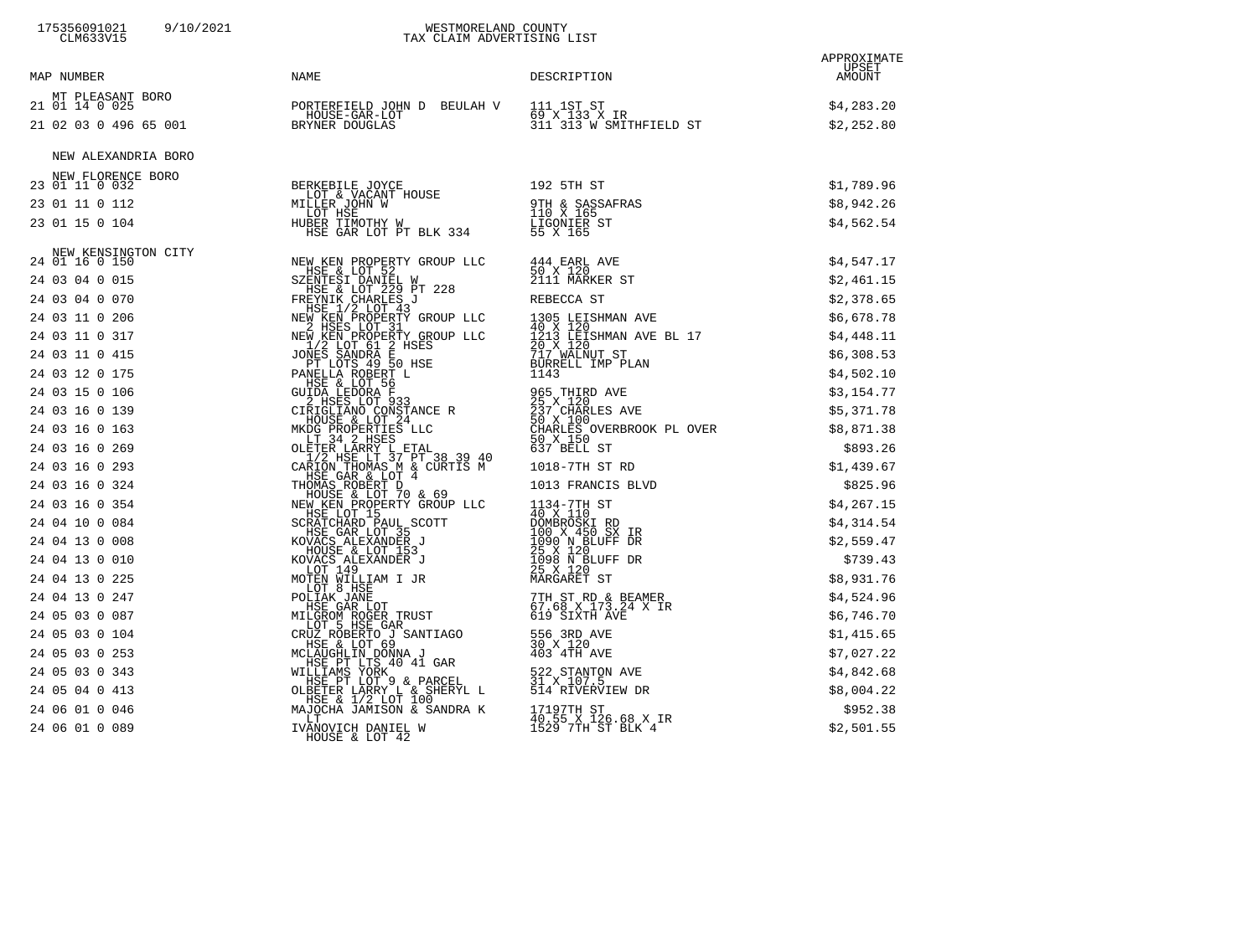# WESTMORELAND COUNTY
## TAX CLAIM ADVERTISING LIST

175356091021 9/10/2021
CLM633V15

| MAP NUMBER | NAME | DESCRIPTION | APPROXIMATE UPSET AMOUNT |
|---|---|---|---|
| **MT PLEASANT BORO** | | | |
| 21 01 14 0 025 | PORTERFIELD JOHN D BEULAH V<br>HOUSE-GAR-LOT | 111 1ST ST<br>69 X 133 X IR | $4,283.20 |
| 21 02 03 0 496 65 001 | BRYNER DOUGLAS | 311 313 W SMITHFIELD ST | $2,252.80 |
| **NEW ALEXANDRIA BORO** | | | |
| **NEW FLORENCE BORO** | | | |
| 23 01 11 0 032 | BERKEBILE JOYCE<br>LOT & VACANT HOUSE | 192 5TH ST | $1,789.96 |
| 23 01 11 0 112 | MILLER JOHN W<br>LOT HSE | 9TH & SASSAFRAS<br>110 X 165 | $8,942.26 |
| 23 01 15 0 104 | HUBER TIMOTHY W<br>HSE GAR LOT PT BLK 334 | LIGONIER ST<br>55 X 165 | $4,562.54 |
| **NEW KENSINGTON CITY** | | | |
| 24 01 16 0 150 | NEW KEN PROPERTY GROUP LLC<br>HSE & LOT 52 | 444 EARL AVE<br>50 X 120 | $4,547.17 |
| 24 03 04 0 015 | SZENTESI DANIEL W<br>HSE & LOT 229 PT 228 | 2111 MARKER ST | $2,461.15 |
| 24 03 04 0 070 | FREYNIK CHARLES J<br>HSE 1/2 LOT 43 | REBECCA ST | $2,378.65 |
| 24 03 11 0 206 | NEW KEN PROPERTY GROUP LLC<br>2 HSES LOT 31 | 1305 LEISHMAN AVE<br>40 X 120 | $6,678.78 |
| 24 03 11 0 317 | NEW KEN PROPERTY GROUP LLC<br>1/2 LOT 61 2 HSES | 1213 LEISHMAN AVE BL 17<br>20 X 120 | $4,448.11 |
| 24 03 11 0 415 | JONES SANDRA E<br>PT LOTS 49 50 HSE | 717 WALNUT ST<br>BURRELL IMP PLAN | $6,308.53 |
| 24 03 12 0 175 | PANELLA ROBERT L<br>HSE & LOT 56 | 1143 | $4,502.10 |
| 24 03 15 0 106 | GUIDA LEDORA F<br>2 HSES LOT 933 | 965 THIRD AVE<br>25 X 120 | $3,154.77 |
| 24 03 16 0 139 | CIRIGLIANO CONSTANCE R<br>HOUSE & LOT 24 | 237 CHARLES AVE<br>50 X 100 | $5,371.78 |
| 24 03 16 0 163 | MKDG PROPERTIES LLC<br>LT 34 2 HSES | CHARLES OVERBROOK PL OVER<br>50 X 150 | $8,871.38 |
| 24 03 16 0 269 | OLETER LARRY L ETAL<br>1/2 HSE LT 37 PT 38 39 40 | 637 BELL ST | $893.26 |
| 24 03 16 0 293 | CARION THOMAS M & CURTIS M<br>HSE GAR & LOT 4 | 1018-7TH ST RD | $1,439.67 |
| 24 03 16 0 324 | THOMAS ROBERT D<br>HOUSE & LOT 70 & 69 | 1013 FRANCIS BLVD | $825.96 |
| 24 03 16 0 354 | NEW KEN PROPERTY GROUP LLC<br>HSE LOT 15 | 1134-7TH ST<br>40 X 110 | $4,267.15 |
| 24 04 10 0 084 | SCRATCHARD PAUL SCOTT<br>HSE GAR LOT 35 | DOMBROSKI RD<br>100 X 450 SX IR | $4,314.54 |
| 24 04 13 0 008 | KOVACS ALEXANDER J<br>HOUSE & LOT 153 | 1090 N BLUFF DR<br>25 X 120 | $2,559.47 |
| 24 04 13 0 010 | KOVACS ALEXANDER J<br>LOT 149 | 1098 N BLUFF DR<br>25 X 120 | $739.43 |
| 24 04 13 0 225 | MOTEN WILLIAM I JR<br>LOT 8 HSE | MARGARET ST | $8,931.76 |
| 24 04 13 0 247 | POLIAK JANE<br>HSE GAR LOT | 7TH ST RD & BEAMER<br>67.68 X 173.24 X IR | $4,524.96 |
| 24 05 03 0 087 | MILGROM ROGER TRUST<br>LOT 5 HSE GAR | 619 SIXTH AVE | $6,746.70 |
| 24 05 03 0 104 | CRUZ ROBERTO J SANTIAGO<br>HSE & LOT 69 | 556 3RD AVE<br>30 X 120 | $1,415.65 |
| 24 05 03 0 253 | MCLAUGHLIN DONNA J<br>HSE PT LTS 40 41 GAR | 403 4TH AVE | $7,027.22 |
| 24 05 03 0 343 | WILLIAMS YORK<br>HSE PT LOT 9 & PARCEL | 522 STANTON AVE<br>31 X 107.5 | $4,842.68 |
| 24 05 04 0 413 | OLBETER LARRY L & SHERYL L<br>HSE & 1/2 LOT 100 | 514 RIVERVIEW DR | $8,004.22 |
| 24 06 01 0 046 | MAJOCHA JAMISON & SANDRA K<br>LT | 17197TH ST<br>40.55 X 126.68 X IR | $952.38 |
| 24 06 01 0 089 | IVANOVICH DANIEL W<br>HOUSE & LOT 42 | 1529 7TH ST BLK 4 | $2,501.55 |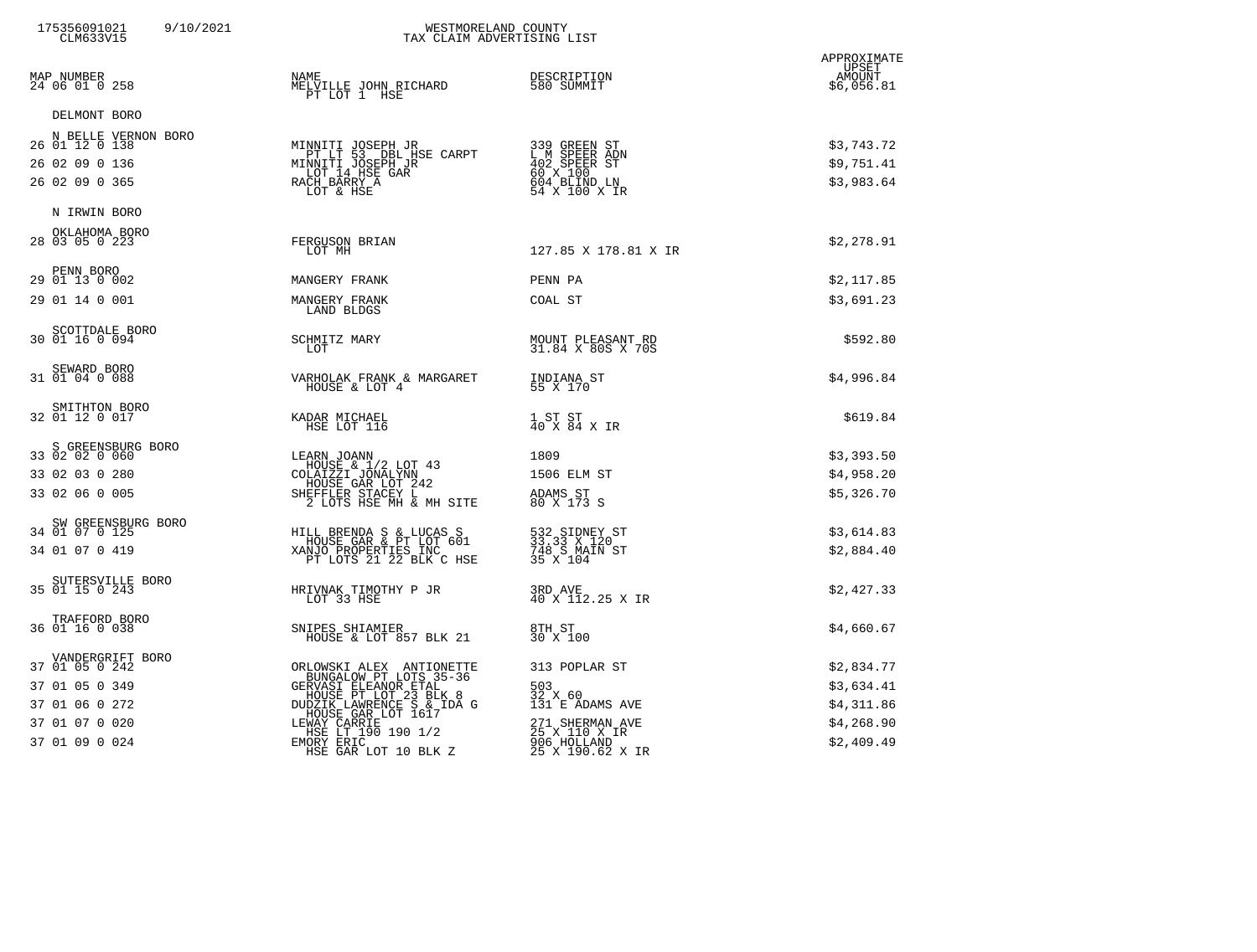175356091021 9/10/2021
CLM633V15

# WESTMORELAND COUNTY
## TAX CLAIM ADVERTISING LIST

| MAP NUMBER | NAME | DESCRIPTION | APPROXIMATE UPSET AMOUNT |
|---|---|---|---|
| 24 06 01 0 258 | MELVILLE JOHN RICHARD<br>PT LOT 1 HSE | 580 SUMMIT | $6,056.81 |
| **DELMONT BORO** | | | |
| **N BELLE VERNON BORO** | | | |
| 26 01 12 0 138 | MINNITI JOSEPH JR<br>PT LT 53 DBL HSE CARPT | 339 GREEN ST<br>L M SPEER ADN | $3,743.72 |
| 26 02 09 0 136 | MINNITI JOSEPH JR<br>LOT 14 HSE GAR | 402 SPEER ST<br>60 X 100 | $9,751.41 |
| 26 02 09 0 365 | RACH BARRY A<br>LOT & HSE | 604 BLIND LN<br>54 X 100 X IR | $3,983.64 |
| **N IRWIN BORO** | | | |
| **OKLAHOMA BORO** | | | |
| 28 03 05 0 223 | FERGUSON BRIAN<br>LOT MH | 127.85 X 178.81 X IR | $2,278.91 |
| **PENN BORO** | | | |
| 29 01 13 0 002 | MANGERY FRANK | PENN PA | $2,117.85 |
| 29 01 14 0 001 | MANGERY FRANK<br>LAND BLDGS | COAL ST | $3,691.23 |
| **SCOTTDALE BORO** | | | |
| 30 01 16 0 094 | SCHMITZ MARY<br>LOT | MOUNT PLEASANT RD<br>31.84 X 80S X 70S | $592.80 |
| **SEWARD BORO** | | | |
| 31 01 04 0 088 | VARHOLAK FRANK & MARGARET<br>HOUSE & LOT 4 | INDIANA ST<br>55 X 170 | $4,996.84 |
| **SMITHTON BORO** | | | |
| 32 01 12 0 017 | KADAR MICHAEL<br>HSE LOT 116 | 1 ST ST<br>40 X 84 X IR | $619.84 |
| **S GREENSBURG BORO** | | | |
| 33 02 02 0 060 | LEARN JOANN<br>HOUSE & 1/2 LOT 43 | 1809 | $3,393.50 |
| 33 02 03 0 280 | COLAIZZI JONALYNN<br>HOUSE GAR LOT 242 | 1506 ELM ST | $4,958.20 |
| 33 02 06 0 005 | SHEFFLER STACEY L<br>2 LOTS HSE MH & MH SITE | ADAMS ST<br>80 X 173 S | $5,326.70 |
| **SW GREENSBURG BORO** | | | |
| 34 01 07 0 125 | HILL BRENDA S & LUCAS S<br>HOUSE GAR & PT LOT 601 | 532 SIDNEY ST<br>33.33 X 120 | $3,614.83 |
| 34 01 07 0 419 | XANJO PROPERTIES INC<br>PT LOTS 21 22 BLK C HSE | 748 S MAIN ST<br>35 X 104 | $2,884.40 |
| **SUTERSVILLE BORO** | | | |
| 35 01 15 0 243 | HRIVNAK TIMOTHY P JR<br>LOT 33 HSE | 3RD AVE<br>40 X 112.25 X IR | $2,427.33 |
| **TRAFFORD BORO** | | | |
| 36 01 16 0 038 | SNIPES SHIAMIER<br>HOUSE & LOT 857 BLK 21 | 8TH ST<br>30 X 100 | $4,660.67 |
| **VANDERGRIFT BORO** | | | |
| 37 01 05 0 242 | ORLOWSKI ALEX ANTIONETTE<br>BUNGALOW PT LOTS 35-36 | 313 POPLAR ST | $2,834.77 |
| 37 01 05 0 349 | GERVASI ELEANOR ETAL<br>HOUSE PT LOT 23 BLK 8 | 503<br>32 X 60 | $3,634.41 |
| 37 01 06 0 272 | DUDZIK LAWRENCE S & IDA G<br>HOUSE GAR LOT 1617 | 131 E ADAMS AVE | $4,311.86 |
| 37 01 07 0 020 | LEWAY CARRIE<br>HSE LT 190 190 1/2 | 271 SHERMAN AVE<br>25 X 110 X IR | $4,268.90 |
| 37 01 09 0 024 | EMORY ERIC<br>HSE GAR LOT 10 BLK Z | 906 HOLLAND<br>25 X 190.62 X IR | $2,409.49 |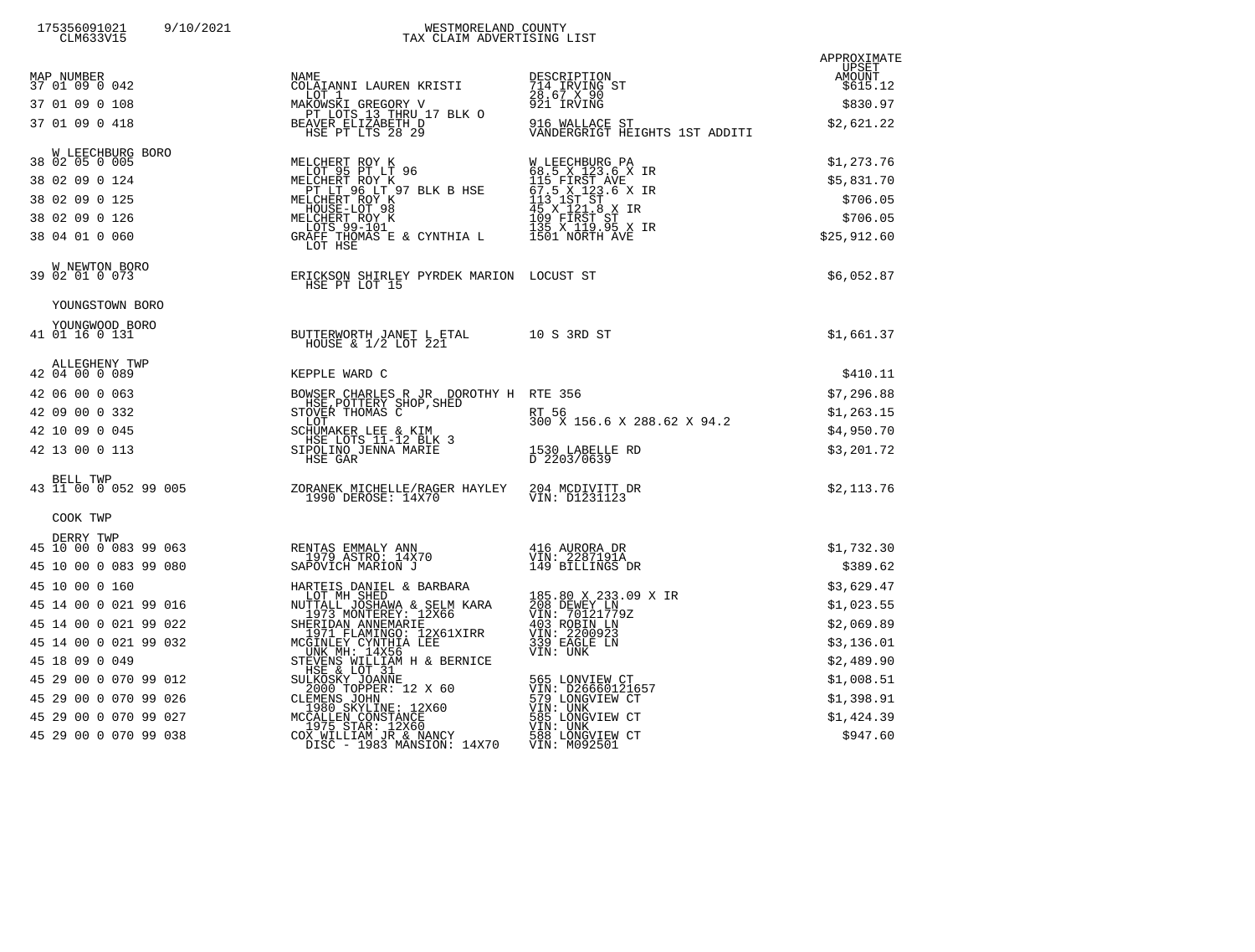# WESTMORELAND COUNTY
## TAX CLAIM ADVERTISING LIST

| MAP NUMBER | NAME | DESCRIPTION | APPROXIMATE UPSET AMOUNT |
|---|---|---|---|
| 37 01 09 0 042 | COLAIANNI LAUREN KRISTI<br>LOT 1 | 714 IRVING ST<br>28.67 X 90 | $615.12 |
| 37 01 09 0 108 | MAKOWSKI GREGORY V<br>PT LOTS 13 THRU 17 BLK O | 921 IRVING | $830.97 |
| 37 01 09 0 418 | BEAVER ELIZABETH D<br>HSE PT LTS 28 29 | 916 WALLACE ST<br>VANDERGRIGT HEIGHTS 1ST ADDITI | $2,621.22 |
| **W LEECHBURG BORO** | | | |
| 38 02 05 0 005 | MELCHERT ROY K<br>LOT 95 PT LT 96 | W LEECHBURG PA<br>68.5 X 123.6 X IR | $1,273.76 |
| 38 02 09 0 124 | MELCHERT ROY K<br>PT LT 96 LT 97 BLK B HSE | 115 FIRST AVE<br>67.5 X 123.6 X IR | $5,831.70 |
| 38 02 09 0 125 | MELCHERT ROY K<br>HOUSE-LOT 98 | 113 1ST ST<br>45 X 121.8 X IR | $706.05 |
| 38 02 09 0 126 | MELCHERT ROY K<br>LOTS 99-101 | 109 FIRST ST<br>135 X 119.95 X IR | $706.05 |
| 38 04 01 0 060 | GRAFF THOMAS E & CYNTHIA L<br>LOT HSE | 1501 NORTH AVE | $25,912.60 |
| **W NEWTON BORO** | | | |
| 39 02 01 0 073 | ERICKSON SHIRLEY PYRDEK MARION<br>HSE PT LOT 15 | LOCUST ST | $6,052.87 |
| **YOUNGSTOWN BORO** | | | |
| **YOUNGWOOD BORO** | | | |
| 41 01 16 0 131 | BUTTERWORTH JANET L ETAL<br>HOUSE & 1/2 LOT 221 | 10 S 3RD ST | $1,661.37 |
| **ALLEGHENY TWP** | | | |
| 42 04 00 0 089 | KEPPLE WARD C | | $410.11 |
| 42 06 00 0 063 | BOWSER CHARLES R JR DOROTHY H<br>HSE,POTTERY SHOP,SHED | RTE 356 | $7,296.88 |
| 42 09 00 0 332 | STOVER THOMAS C<br>LOT | RT 56<br>300 X 156.6 X 288.62 X 94.2 | $1,263.15 |
| 42 10 09 0 045 | SCHUMAKER LEE & KIM<br>HSE LOTS 11-12 BLK 3 | | $4,950.70 |
| 42 13 00 0 113 | SIPOLINO JENNA MARIE<br>HSE GAR | 1530 LABELLE RD<br>D 2203/0639 | $3,201.72 |
| **BELL TWP** | | | |
| 43 11 00 0 052 99 005 | ZORANEK MICHELLE/RAGER HAYLEY<br>1990 DEROSE: 14X70 | 204 MCDIVITT DR<br>VIN: D1231123 | $2,113.76 |
| **COOK TWP** | | | |
| **DERRY TWP** | | | |
| 45 10 00 0 083 99 063 | RENTAS EMMALY ANN<br>1979 ASTRO: 14X70 | 416 AURORA DR<br>VIN: 2287191A | $1,732.30 |
| 45 10 00 0 083 99 080 | SAPOVICH MARION J | 149 BILLINGS DR | $389.62 |
| 45 10 00 0 160 | HARTEIS DANIEL & BARBARA<br>LOT MH SHED | 185.80 X 233.09 X IR | $3,629.47 |
| 45 14 00 0 021 99 016 | NUTTALL JOSHAWA & SELM KARA<br>1973 MONTEREY: 12X66 | 208 DEWEY LN<br>VIN: 70121779Z | $1,023.55 |
| 45 14 00 0 021 99 022 | SHERIDAN ANNEMARIE<br>1971 FLAMINGO: 12X61XIRR | 403 ROBIN LN<br>VIN: 2200923 | $2,069.89 |
| 45 14 00 0 021 99 032 | MCGINLEY CYNTHIA LEE<br>UNK MH: 14X56 | 339 EAGLE LN<br>VIN: UNK | $3,136.01 |
| 45 18 09 0 049 | STEVENS WILLIAM H & BERNICE<br>HSE & LOT 31 | | $2,489.90 |
| 45 29 00 0 070 99 012 | SULKOSKY JOANNE<br>2000 TOPPER: 12 X 60 | 565 LONVIEW CT<br>VIN: D26660121657 | $1,008.51 |
| 45 29 00 0 070 99 026 | CLEMENS JOHN<br>1980 SKYLINE: 12X60 | 579 LONGVIEW CT<br>VIN: UNK | $1,398.91 |
| 45 29 00 0 070 99 027 | MCCALLEN CONSTANCE<br>1975 STAR: 12X60 | 585 LONGVIEW CT<br>VIN: UNK | $1,424.39 |
| 45 29 00 0 070 99 038 | COX WILLIAM JR & NANCY<br>DISC - 1983 MANSION: 14X70 | 588 LONGVIEW CT<br>VIN: M092501 | $947.60 |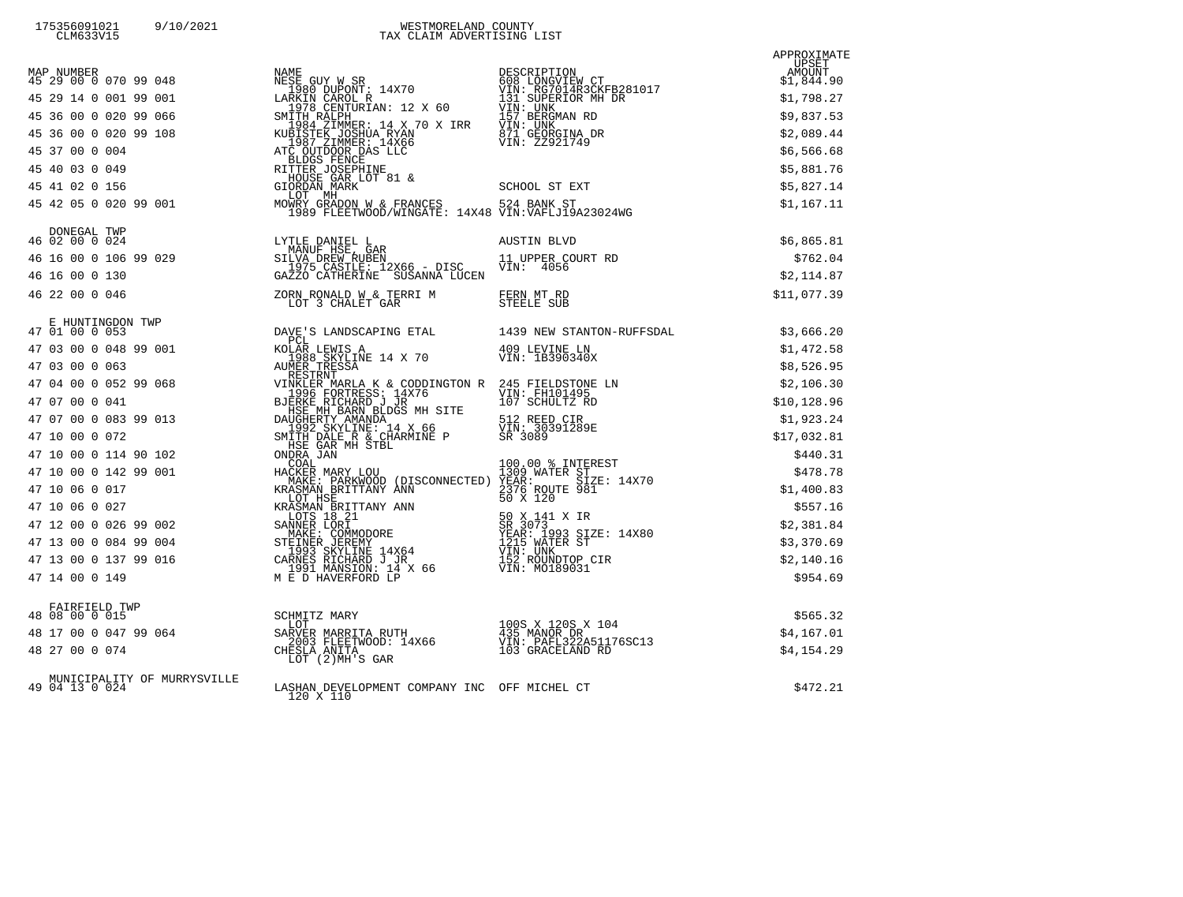175356091021 9/10/2021
CLM633V15

# WESTMORELAND COUNTY
## TAX CLAIM ADVERTISING LIST

| MAP NUMBER | NAME | DESCRIPTION | APPROXIMATE UPSET AMOUNT |
|---|---|---|---|
| 45 29 00 0 070 99 048 | NESE GUY W SR<br>1980 DUPONT: 14X70 | 608 LONGVIEW CT<br>VIN: RG7014R3CKFB281017 | $1,844.90 |
| 45 29 14 0 001 99 001 | LARKIN CAROL R<br>1978 CENTURIAN: 12 X 60 | 131 SUPERIOR MH DR<br>VIN: UNK | $1,798.27 |
| 45 36 00 0 020 99 066 | SMITH RALPH<br>1984 ZIMMER: 14 X 70 X IRR | 157 BERGMAN RD<br>VIN: UNK | $9,837.53 |
| 45 36 00 0 020 99 108 | KUBISTEK JOSHUA RYAN<br>1987 ZIMMER: 14X66 | 871 GEORGINA DR<br>VIN: ZZ921749 | $2,089.44 |
| 45 37 00 0 004 | ATC OUTDOOR DAS LLC<br>BLDGS FENCE | | $6,566.68 |
| 45 40 03 0 049 | RITTER JOSEPHINE<br>HOUSE GAR LOT 81 & | | $5,881.76 |
| 45 41 02 0 156 | GIORDAN MARK<br>LOT MH | SCHOOL ST EXT | $5,827.14 |
| 45 42 05 0 020 99 001 | MOWRY GRADON W & FRANCES<br>1989 FLEETWOOD/WINGATE: 14X48 | 524 BANK ST<br>VIN:VAFLJ19A23024WG | $1,167.11 |
| DONEGAL TWP | | | |
| 46 02 00 0 024 | LYTLE DANIEL L<br>MANUF HSE, GAR | AUSTIN BLVD | $6,865.81 |
| 46 16 00 0 106 99 029 | SILVA DREW RUBEN<br>1975 CASTLE: 12X66 - DISC | 11 UPPER COURT RD<br>VIN: 4056 | $762.04 |
| 46 16 00 0 130 | GAZZO CATHERINE SUSANNA LUCEN | | $2,114.87 |
| 46 22 00 0 046 | ZORN RONALD W & TERRI M<br>LOT 3 CHALET GAR | FERN MT RD<br>STEELE SUB | $11,077.39 |
| E HUNTINGDON TWP | | | |
| 47 01 00 0 053 | DAVE'S LANDSCAPING ETAL<br>PCL | 1439 NEW STANTON-RUFFSDAL | $3,666.20 |
| 47 03 00 0 048 99 001 | KOLAR LEWIS A<br>1988 SKYLINE 14 X 70 | 409 LEVINE LN<br>VIN: 1B390340X | $1,472.58 |
| 47 03 00 0 063 | AUMER TRESSA<br>RESTRNT | | $8,526.95 |
| 47 04 00 0 052 99 068 | VINKLER MARLA K & CODDINGTON R<br>1996 FORTRESS: 14X76 | 245 FIELDSTONE LN<br>VIN: FH101495 | $2,106.30 |
| 47 07 00 0 041 | BJERKE RICHARD J JR<br>HSE MH BARN BLDGS MH SITE | 107 SCHULTZ RD | $10,128.96 |
| 47 07 00 0 083 99 013 | DAUGHERTY AMANDA<br>1992 SKYLINE: 14 X 66 | 512 REED CIR<br>VIN: 30391289E | $1,923.24 |
| 47 10 00 0 072 | SMITH DALE R & CHARMINE P<br>HSE GAR MH STBL | SR 3089 | $17,032.81 |
| 47 10 00 0 114 90 102 | ONDRA JAN<br>COAL | 100.00 % INTEREST | $440.31 |
| 47 10 00 0 142 99 001 | HACKER MARY LOU<br>MAKE: PARKWOOD (DISCONNECTED) | 1309 WATER ST<br>YEAR: SIZE: 14X70 | $478.78 |
| 47 10 06 0 017 | KRASMAN BRITTANY ANN<br>LOT HSE | 2376 ROUTE 981<br>50 X 120 | $1,400.83 |
| 47 10 06 0 027 | KRASMAN BRITTANY ANN<br>LOTS 18 21 | 50 X 141 X IR | $557.16 |
| 47 12 00 0 026 99 002 | SANNER LORI<br>MAKE: COMMODORE | SR 3073<br>YEAR: 1993 SIZE: 14X80 | $2,381.84 |
| 47 13 00 0 084 99 004 | STEINER JEREMY<br>1993 SKYLINE 14X64 | 1215 WATER ST<br>VIN: UNK | $3,370.69 |
| 47 13 00 0 137 99 016 | CARNES RICHARD J JR<br>1991 MANSION: 14 X 66 | 152 ROUNDTOP CIR<br>VIN: MO189031 | $2,140.16 |
| 47 14 00 0 149 | M E D HAVERFORD LP | | $954.69 |
| FAIRFIELD TWP | | | |
| 48 08 00 0 015 | SCHMITZ MARY<br>LOT | 100S X 120S X 104 | $565.32 |
| 48 17 00 0 047 99 064 | SARVER MARRITA RUTH<br>2003 FLEETWOOD: 14X66 | 435 MANOR DR<br>VIN: PAFL322A51176SC13 | $4,167.01 |
| 48 27 00 0 074 | CHESLA ANITA<br>LOT (2)MH'S GAR | 103 GRACELAND RD | $4,154.29 |
| MUNICIPALITY OF MURRYSVILLE | | | |
| 49 04 13 0 024 | LASHAN DEVELOPMENT COMPANY INC<br>120 X 110 | OFF MICHEL CT | $472.21 |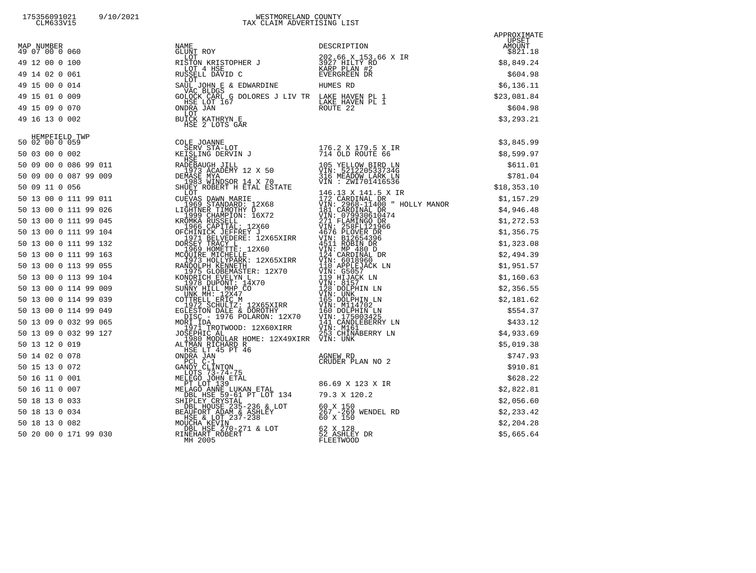WESTMORELAND COUNTY
TAX CLAIM ADVERTISING LIST

| MAP NUMBER | NAME | DESCRIPTION | APPROXIMATE UPSET AMOUNT |
|---|---|---|---|
| 49 07 00 0 060 | GLUNT ROY<br>LOT | 202.66 X 153.66 X IR | $821.18 |
| 49 12 00 0 100 | RISTON KRISTOPHER J<br>LOT 4 HSE | 3927 HILTY RD<br>KARP PLAN #2 | $8,849.24 |
| 49 14 02 0 061 | RUSSELL DAVID C<br>LOT | EVERGREEN DR | $604.98 |
| 49 15 00 0 014 | SAUL JOHN E & EDWARDINE<br>VAC BLDGS | HUMES RD | $6,136.11 |
| 49 15 01 0 009 | GOLOCK CARL G DOLORES J LIV TR<br>HSE LOT 167 | LAKE HAVEN PL 1<br>LAKE HAVEN PL 1 | $23,081.84 |
| 49 15 09 0 070 | ONDRA JAN<br>LOT | ROUTE 22 | $604.98 |
| 49 16 13 0 002 | BUICK KATHRYN E<br>HSE 2 LOTS GAR | | $3,293.21 |
| **HEMPFIELD TWP** | | | |
| 50 02 00 0 059 | COLE JOANNE<br>SERV STA-LOT | 176.2 X 179.5 X IR | $3,845.99 |
| 50 03 00 0 002 | KEISLING DERVIN J<br>HSE | 714 OLD ROUTE 66 | $8,599.97 |
| 50 09 00 0 086 99 011 | RADEBAUGH JILL<br>1973 ACADEMY 12 X 50 | 105 YELLOW BIRD LN<br>VIN: 5212205337346 | $611.01 |
| 50 09 00 0 087 99 009 | DEMASE MYA<br>1983 WINDSOR 14 X 70 | 316 MEADOW LARK LN<br>VIN : ZWI701416536 | $781.04 |
| 50 09 11 0 056 | SHUEY ROBERT H ETAL ESTATE<br>LOT | 146.13 X 141.5 X IR | $18,353.10 |
| 50 13 00 0 111 99 011 | CUEVAS DAWN MARIE<br>1969 STANDARD: 12X68 | 172 CARDINAL DR<br>VIN: 2968-11400 " HOLLY MANOR | $1,157.29 |
| 50 13 00 0 111 99 026 | LIGHTNER TIMOTHY D<br>1999 CHAMPION: 16X72 | 181 CARDINAL DR<br>VIN: 079930610474 | $4,946.48 |
| 50 13 00 0 111 99 045 | KROMKA RUSSELL<br>1966 CAPITAL: 12X60 | 271 FLAMINGO DR<br>VIN: 258FL121966 | $1,272.53 |
| 50 13 00 0 111 99 104 | OFCHINICK JEFFREY J<br>1971 BELVEDERE: 12X65XIRR | 4676 PLOVER DR<br>VIN: B12654396 | $1,356.75 |
| 50 13 00 0 111 99 132 | DORSEY TRACY L<br>1969 HOMETTE: 12X60 | 4511 ROBIN DR<br>VIN: MP 480 D | $1,323.08 |
| 50 13 00 0 111 99 163 | MCQUIRE MICHELLE<br>1973 HOLLYPARK: 12X65XIRR | 124 CARDINAL DR<br>VIN: 6018960 | $2,494.39 |
| 50 13 00 0 113 99 055 | RANDOLPH KENNETH<br>1975 GLOBEMASTER: 12X70 | 110 APPLEJACK LN<br>VIN: G5057 | $1,951.57 |
| 50 13 00 0 113 99 104 | KONDRICH EVELYN L<br>1978 DUPONT: 14X70 | 119 HIJACK LN<br>VIN: 8157 | $1,160.63 |
| 50 13 00 0 114 99 009 | SUNNY HILL MHP CO<br>UNK MH: 12X47 | 128 DOLPHIN LN<br>VIN: UNK | $2,356.55 |
| 50 13 00 0 114 99 039 | COTTRELL ERIC M<br>1972 SCHULTZ: 12X65XIRR | 165 DOLPHIN LN<br>VIN: M114702 | $2,181.62 |
| 50 13 00 0 114 99 049 | EGLESTON DALE & DOROTHY<br>DISC - 1976 POLARON: 12X70 | 160 DOLPHIN LN<br>VIN: 175003425 | $554.37 |
| 50 13 09 0 032 99 065 | MORI IDA<br>1971 TROTWOOD: 12X60XIRR | 141 CANDLEBERRY LN<br>VIN: M161 | $433.12 |
| 50 13 09 0 032 99 127 | JOSEPHIC AL<br>1980 MODULAR HOME: 12X49XIRR | 253 CHINABERRY LN<br>VIN: UNK | $4,933.69 |
| 50 13 12 0 019 | ALTMAN RICHARD R<br>HSE LT 45 PT 46 | | $5,019.38 |
| 50 14 02 0 078 | ONDRA JAN<br>PCL C-1 | AGNEW RD<br>CRUDER PLAN NO 2 | $747.93 |
| 50 15 13 0 072 | GANDY CLINTON<br>LOTS 73-74-75 | | $910.81 |
| 50 16 11 0 001 | MELEGO JOHN ETAL<br>PT LOT 139 | 86.69 X 123 X IR | $628.22 |
| 50 16 11 0 007 | MELAGO ANNE LUKAN ETAL<br>DBL HSE 59-61 PT LOT 134 | 79.3 X 120.2 | $2,822.81 |
| 50 18 13 0 033 | SHIPLEY CRYSTAL<br>DBL HOUSE 235-236 & LOT | 60 X 150 | $2,056.60 |
| 50 18 13 0 034 | BEAUFORT ADAM & ASHLEY<br>HSE & LOT 237-238 | 267 -269 WENDEL RD<br>60 X 150 | $2,233.42 |
| 50 18 13 0 082 | MOUCHA KEVIN<br>DBL HSE 270-271 & LOT | 62 X 128 | $2,204.28 |
| 50 20 00 0 171 99 030 | RINEHART ROBERT<br>MH 2005 | 52 ASHLEY DR<br>FLEETWOOD | $5,665.64 |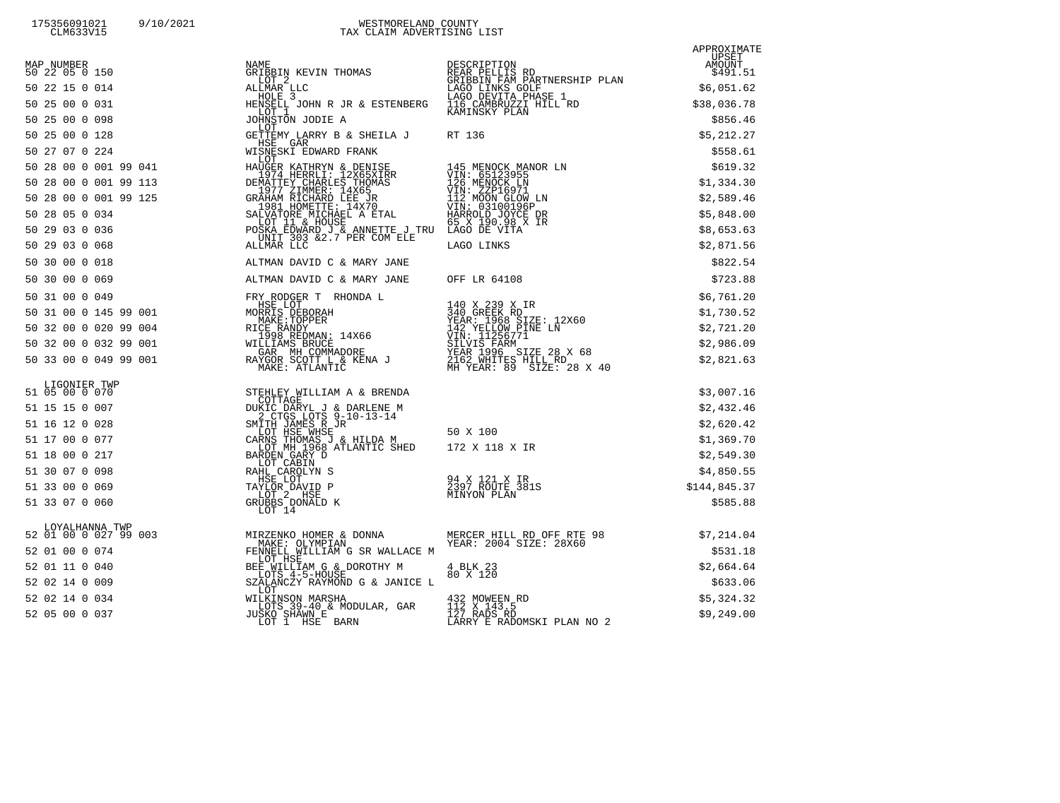WESTMORELAND COUNTY
TAX CLAIM ADVERTISING LIST

| MAP NUMBER | NAME | DESCRIPTION | APPROXIMATE UPSET AMOUNT |
|---|---|---|---|
| 50 22 05 0 150 | GRIBBIN KEVIN THOMAS<br>LOT 2 | REAR PELLIS RD<br>GRIBBIN FAM PARTNERSHIP PLAN | $491.51 |
| 50 22 15 0 014 | ALLMAR LLC<br>HOLE 3 | LAGO LINKS GOLF<br>LAGO DEVITA PHASE 1 | $6,051.62 |
| 50 25 00 0 031 | HENSELL JOHN R JR & ESTENBERG<br>LOT 1 | 116 CAMBRUZZI HILL RD<br>KAMINSKY PLAN | $38,036.78 |
| 50 25 00 0 098 | JOHNSTON JODIE A<br>LOT | | $856.46 |
| 50 25 00 0 128 | GETTEMY LARRY B & SHEILA J<br>HSE GAR | RT 136 | $5,212.27 |
| 50 27 07 0 224 | WISNESKI EDWARD FRANK<br>LOT | | $558.61 |
| 50 28 00 0 001 99 041 | HAUGER KATHRYN & DENISE<br>1974 HERRLI: 12X65XIRR | 145 MENOCK MANOR LN<br>VIN: 65123955 | $619.32 |
| 50 28 00 0 001 99 113 | DEMATTEY CHARLES THOMAS<br>1977 ZIMMER: 14X65 | 126 MENOCK LN<br>VIN: ZZP16971 | $1,334.30 |
| 50 28 00 0 001 99 125 | GRAHAM RICHARD LEE JR<br>1981 HOMETTE: 14X70 | 112 MOON GLOW LN<br>VIN: 03100196P | $2,589.46 |
| 50 28 05 0 034 | SALVATORE MICHAEL A ETAL<br>LOT 11 & HOUSE | HARROLD JOYCE DR<br>65 X 190.98 X IR | $5,848.00 |
| 50 29 03 0 036 | POSKA EDWARD J & ANNETTE J TRU<br>UNIT 303 &2.7 PER COM ELE | LAGO DE VITA | $8,653.63 |
| 50 29 03 0 068 | ALLMAR LLC | LAGO LINKS | $2,871.56 |
| 50 30 00 0 018 | ALTMAN DAVID C & MARY JANE | | $822.54 |
| 50 30 00 0 069 | ALTMAN DAVID C & MARY JANE | OFF LR 64108 | $723.88 |
| 50 31 00 0 049 | FRY RODGER T RHONDA L<br>HSE LOT | 140 X 239 X IR | $6,761.20 |
| 50 31 00 0 145 99 001 | MORRIS DEBORAH<br>MAKE:TOPPER | 340 GREEK RD<br>YEAR: 1968 SIZE: 12X60 | $1,730.52 |
| 50 32 00 0 020 99 004 | RICE RANDY<br>1998 REDMAN: 14X66 | 142 YELLOW PINE LN<br>VIN: 11256771 | $2,721.20 |
| 50 32 00 0 032 99 001 | WILLIAMS BRUCE<br>GAR MH COMMADORE | SILVIS FARM<br>YEAR 1996 SIZE 28 X 68 | $2,986.09 |
| 50 33 00 0 049 99 001 | RAYGOR SCOTT L & KENA J<br>MAKE: ATLANTIC | 2162 WHITES HILL RD<br>MH YEAR: 89 SIZE: 28 X 40 | $2,821.63 |
| **LIGONIER TWP** | | | |
| 51 05 00 0 070 | STEHLEY WILLIAM A & BRENDA<br>COTTAGE | | $3,007.16 |
| 51 15 15 0 007 | DUKIC DARYL J & DARLENE M<br>2 CTGS LOTS 9-10-13-14 | | $2,432.46 |
| 51 16 12 0 028 | SMITH JAMES R JR<br>LOT HSE WHSE | 50 X 100 | $2,620.42 |
| 51 17 00 0 077 | CARNS THOMAS J & HILDA M<br>LOT MH 1968 ATLANTIC SHED | 172 X 118 X IR | $1,369.70 |
| 51 18 00 0 217 | BARDEN GARY D<br>LOT CABIN | | $2,549.30 |
| 51 30 07 0 098 | RAHL CAROLYN S<br>HSE LOT | 94 X 121 X IR | $4,850.55 |
| 51 33 00 0 069 | TAYLOR DAVID P<br>LOT 2 HSE | 2397 ROUTE 381S<br>MINYON PLAN | $144,845.37 |
| 51 33 07 0 060 | GRUBBS DONALD K<br>LOT 14 | | $585.88 |
| **LOYALHANNA TWP** | | | |
| 52 01 00 0 027 99 003 | MIRZENKO HOMER & DONNA<br>MAKE: OLYMPIAN | MERCER HILL RD OFF RTE 98<br>YEAR: 2004 SIZE: 28X60 | $7,214.04 |
| 52 01 00 0 074 | FENNELL WILLIAM G SR WALLACE M<br>LOT HSE | | $531.18 |
| 52 01 11 0 040 | BEE WILLIAM G & DOROTHY M<br>LOTS 4-5-HOUSE | 4 BLK 23<br>80 X 120 | $2,664.64 |
| 52 02 14 0 009 | SZALANCZY RAYMOND G & JANICE L<br>LOT | | $633.06 |
| 52 02 14 0 034 | WILKINSON MARSHA<br>LOTS 39-40 & MODULAR, GAR | 432 MOWEEN RD<br>112 X 143.5 | $5,324.32 |
| 52 05 00 0 037 | JUSKO SHAWN E<br>LOT 1 HSE BARN | 127 RADS RD<br>LARRY E RADOMSKI PLAN NO 2 | $9,249.00 |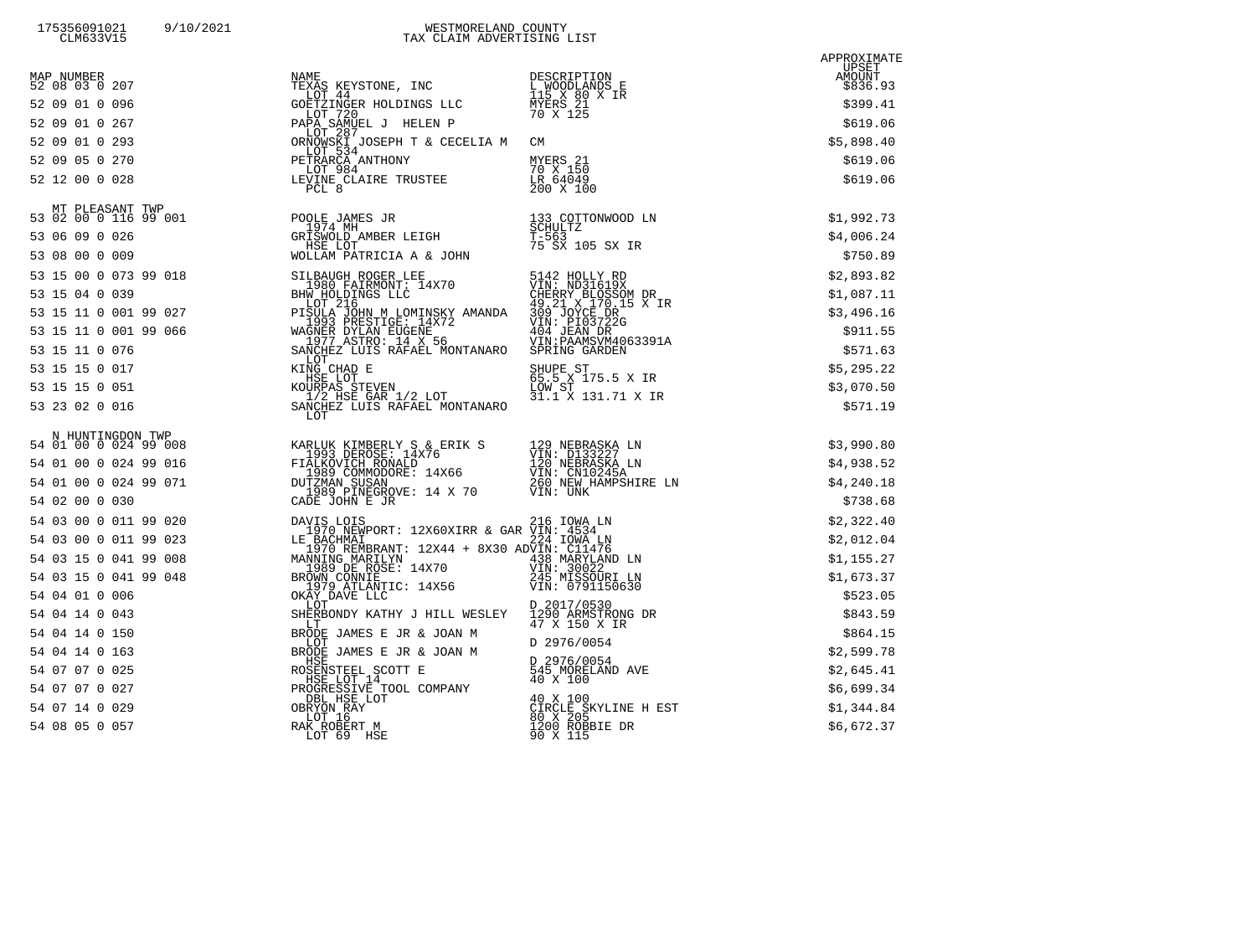WESTMORELAND COUNTY
TAX CLAIM ADVERTISING LIST

| MAP NUMBER | NAME | DESCRIPTION | APPROXIMATE UPSET AMOUNT |
|---|---|---|---|
| 52 08 03 0 207 | TEXAS KEYSTONE, INC<br>LOT 44 | L WOODLANDS E<br>115 X 80 X IR | $836.93 |
| 52 09 01 0 096 | GOETZINGER HOLDINGS LLC<br>LOT 720 | MYERS 21<br>70 X 125 | $399.41 |
| 52 09 01 0 267 | PAPA SAMUEL J HELEN P<br>LOT 287 | | $619.06 |
| 52 09 01 0 293 | ORNOWSKI JOSEPH T & CECELIA M<br>LOT 534 | CM | $5,898.40 |
| 52 09 05 0 270 | PETRARCA ANTHONY<br>LOT 984 | MYERS 21<br>70 X 150 | $619.06 |
| 52 12 00 0 028 | LEVINE CLAIRE TRUSTEE<br>PCL 8 | LR 64049<br>200 X 100 | $619.06 |
| **MT PLEASANT TWP** | | | |
| 53 02 00 0 116 99 001 | POOLE JAMES JR<br>1974 MH | 133 COTTONWOOD LN<br>SCHULTZ | $1,992.73 |
| 53 06 09 0 026 | GRISWOLD AMBER LEIGH<br>HSE LOT | T-563<br>75 SX 105 SX IR | $4,006.24 |
| 53 08 00 0 009 | WOLLAM PATRICIA A & JOHN | | $750.89 |
| 53 15 00 0 073 99 018 | SILBAUGH ROGER LEE<br>1980 FAIRMONT: 14X70 | 5142 HOLLY RD<br>VIN: ND31619X | $2,893.82 |
| 53 15 04 0 039 | BHW HOLDINGS LLC<br>LOT 216 | CHERRY BLOSSOM DR<br>49.21 X 170.15 X IR | $1,087.11 |
| 53 15 11 0 001 99 027 | PISULA JOHN M LOMINSKY AMANDA<br>1993 PRESTIGE: 14X72 | 309 JOYCE DR<br>VIN: PI03722G | $3,496.16 |
| 53 15 11 0 001 99 066 | WAGNER DYLAN EUGENE<br>1977 ASTRO: 14 X 56 | 404 JEAN DR<br>VIN:PAAMSVM4063391A | $911.55 |
| 53 15 11 0 076 | SANCHEZ LUIS RAFAEL MONTANARO<br>LOT | SPRING GARDEN | $571.63 |
| 53 15 15 0 017 | KING CHAD E<br>HSE LOT | SHUPE ST<br>65.5 X 175.5 X IR | $5,295.22 |
| 53 15 15 0 051 | KOURPAS STEVEN<br>1/2 HSE GAR 1/2 LOT | LOW ST<br>31.1 X 131.71 X IR | $3,070.50 |
| 53 23 02 0 016 | SANCHEZ LUIS RAFAEL MONTANARO<br>LOT | | $571.19 |
| **N HUNTINGDON TWP** | | | |
| 54 01 00 0 024 99 008 | KARLUK KIMBERLY S & ERIK S<br>1993 DEROSE: 14X76 | 129 NEBRASKA LN<br>VIN: D133227 | $3,990.80 |
| 54 01 00 0 024 99 016 | FIALKOVICH RONALD<br>1989 COMMODORE: 14X66 | 120 NEBRASKA LN<br>VIN: CN10245A | $4,938.52 |
| 54 01 00 0 024 99 071 | DUTZMAN SUSAN<br>1989 PINEGROVE: 14 X 70 | 260 NEW HAMPSHIRE LN<br>VIN: UNK | $4,240.18 |
| 54 02 00 0 030 | CADE JOHN E JR | | $738.68 |
| 54 03 00 0 011 99 020 | DAVIS LOIS<br>1970 NEWPORT: 12X60XIRR & GAR | 216 IOWA LN<br>VIN: 4534 | $2,322.40 |
| 54 03 00 0 011 99 023 | LE BACHMAI<br>1970 REMBRANT: 12X44 + 8X30 AD | 224 IOWA LN<br>VIN: C11476 | $2,012.04 |
| 54 03 15 0 041 99 008 | MANNING MARILYN<br>1989 DE ROSE: 14X70 | 438 MARYLAND LN<br>VIN: 30022 | $1,155.27 |
| 54 03 15 0 041 99 048 | BROWN CONNIE<br>1979 ATLANTIC: 14X56 | 245 MISSOURI LN<br>VIN: 0791150630 | $1,673.37 |
| 54 04 01 0 006 | OKAY DAVE LLC<br>LOT | D 2017/0530 | $523.05 |
| 54 04 14 0 043 | SHERBONDY KATHY J HILL WESLEY<br>LT | 1290 ARMSTRONG DR<br>47 X 150 X IR | $843.59 |
| 54 04 14 0 150 | BRODE JAMES E JR & JOAN M<br>LOT | D 2976/0054 | $864.15 |
| 54 04 14 0 163 | BRODE JAMES E JR & JOAN M<br>HSE | D 2976/0054 | $2,599.78 |
| 54 07 07 0 025 | ROSENSTEEL SCOTT E<br>HSE LOT 14 | 545 MORELAND AVE<br>40 X 100 | $2,645.41 |
| 54 07 07 0 027 | PROGRESSIVE TOOL COMPANY<br>DBL HSE LOT | 40 X 100 | $6,699.34 |
| 54 07 14 0 029 | OBRYON RAY<br>LOT 16 | CIRCLE SKYLINE H EST<br>80 X 205 | $1,344.84 |
| 54 08 05 0 057 | RAK ROBERT M<br>LOT 69 HSE | 1200 ROBBIE DR<br>90 X 115 | $6,672.37 |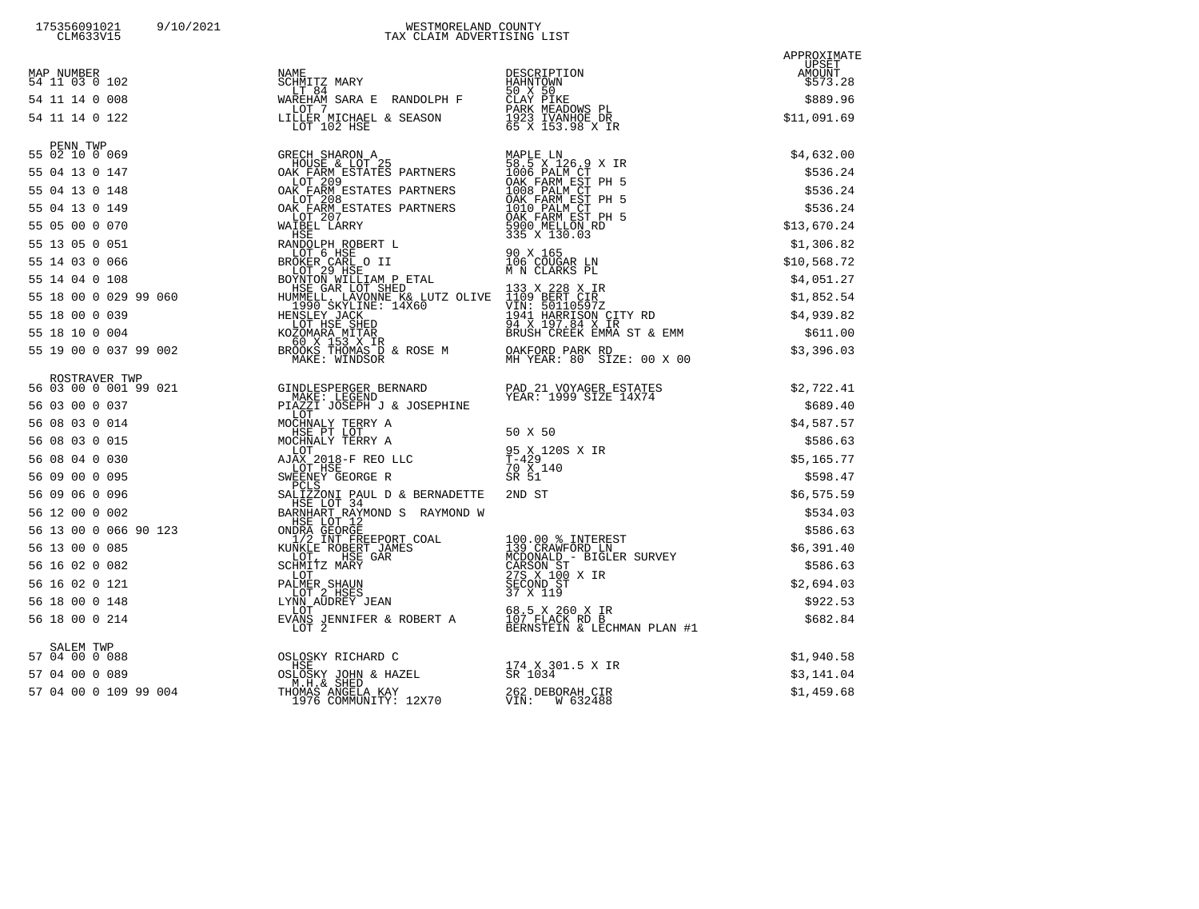WESTMORELAND COUNTY
TAX CLAIM ADVERTISING LIST

| MAP NUMBER | NAME | DESCRIPTION | APPROXIMATE UPSET AMOUNT |
|---|---|---|---|
| 54 11 03 0 102 | SCHMITZ MARY<br>LT 84 | HAHNTOWN<br>50 X 50 | $573.28 |
| 54 11 14 0 008 | WAREHAM SARA E RANDOLPH F<br>LOT 7 | CLAY PIKE<br>PARK MEADOWS PL | $889.96 |
| 54 11 14 0 122 | LILLER MICHAEL & SEASON<br>LOT 102 HSE | 1923 IVANHOE DR<br>65 X 153.98 X IR | $11,091.69 |
| **PENN TWP** | | | |
| 55 02 10 0 069 | GRECH SHARON A<br>HOUSE & LOT 25 | MAPLE LN<br>58.5 X 126.9 X IR | $4,632.00 |
| 55 04 13 0 147 | OAK FARM ESTATES PARTNERS<br>LOT 209 | 1006 PALM CT<br>OAK FARM EST PH 5 | $536.24 |
| 55 04 13 0 148 | OAK FARM ESTATES PARTNERS<br>LOT 208 | 1008 PALM CT<br>OAK FARM EST PH 5 | $536.24 |
| 55 04 13 0 149 | OAK FARM ESTATES PARTNERS<br>LOT 207 | 1010 PALM CT<br>OAK FARM EST PH 5 | $536.24 |
| 55 05 00 0 070 | WAIBEL LARRY<br>HSE | 5900 MELLON RD<br>335 X 130.03 | $13,670.24 |
| 55 13 05 0 051 | RANDOLPH ROBERT L<br>LOT 6 HSE | 90 X 165 | $1,306.82 |
| 55 14 03 0 066 | BROKER CARL O II<br>LOT 29 HSE | 106 COUGAR LN<br>M N CLARKS PL | $10,568.72 |
| 55 14 04 0 108 | BOYNTON WILLIAM P ETAL<br>HSE GAR LOT SHED | 133 X 228 X IR | $4,051.27 |
| 55 18 00 0 029 99 060 | HUMMELL LAVONNE K& LUTZ OLIVE<br>1990 SKYLINE: 14X60 | 1109 BERT CIR<br>VIN: 50110597Z | $1,852.54 |
| 55 18 00 0 039 | HENSLEY JACK<br>LOT HSE SHED | 1941 HARRISON CITY RD<br>94 X 197.84 X IR | $4,939.82 |
| 55 18 10 0 004 | KOZOMARA MITAR<br>60 X 153 X IR | BRUSH CREEK EMMA ST & EMM | $611.00 |
| 55 19 00 0 037 99 002 | BROOKS THOMAS D & ROSE M<br>MAKE: WINDSOR | OAKFORD PARK RD<br>MH YEAR: 80 SIZE: 00 X 00 | $3,396.03 |
| **ROSTRAVER TWP** | | | |
| 56 03 00 0 001 99 021 | GINDLESPERGER BERNARD<br>MAKE: LEGEND | PAD 21 VOYAGER ESTATES<br>YEAR: 1999 SIZE 14X74 | $2,722.41 |
| 56 03 00 0 037 | PIAZZI JOSEPH J & JOSEPHINE<br>LOT | | $689.40 |
| 56 08 03 0 014 | MOCHNALY TERRY A<br>HSE PT LOT | 50 X 50 | $4,587.57 |
| 56 08 03 0 015 | MOCHNALY TERRY A<br>LOT | 95 X 120S X IR | $586.63 |
| 56 08 04 0 030 | AJAX 2018-F REO LLC<br>LOT HSE | T-429<br>70 X 140 | $5,165.77 |
| 56 09 00 0 095 | SWEENEY GEORGE R<br>PCLS | SR 51 | $598.47 |
| 56 09 06 0 096 | SALIZZONI PAUL D & BERNADETTE<br>HSE LOT 34 | 2ND ST | $6,575.59 |
| 56 12 00 0 002 | BARNHART RAYMOND S RAYMOND W<br>HSE LOT 12 | | $534.03 |
| 56 13 00 0 066 90 123 | ONDRA GEORGE<br>1/2 INT FREEPORT COAL | 100.00 % INTEREST | $586.63 |
| 56 13 00 0 085 | KUNKLE ROBERT JAMES<br>LOT, HSE GAR | 139 CRAWFORD LN<br>MCDONALD - BIGLER SURVEY | $6,391.40 |
| 56 16 02 0 082 | SCHMITZ MARY<br>LOT | CARSON ST<br>27S X 100 X IR | $586.63 |
| 56 16 02 0 121 | PALMER SHAUN<br>LOT 2 HSES | SECOND ST<br>37 X 119 | $2,694.03 |
| 56 18 00 0 148 | LYNN AUDREY JEAN<br>LOT | 68.5 X 260 X IR | $922.53 |
| 56 18 00 0 214 | EVANS JENNIFER & ROBERT A<br>LOT 2 | 107 FLACK RD B<br>BERNSTEIN & LECHMAN PLAN #1 | $682.84 |
| **SALEM TWP** | | | |
| 57 04 00 0 088 | OSLOSKY RICHARD C<br>HSE | 174 X 301.5 X IR | $1,940.58 |
| 57 04 00 0 089 | OSLOSKY JOHN & HAZEL<br>M.H.& SHED | SR 1034 | $3,141.04 |
| 57 04 00 0 109 99 004 | THOMAS ANGELA KAY<br>1976 COMMUNITY: 12X70 | 262 DEBORAH CIR<br>VIN: W 632488 | $1,459.68 |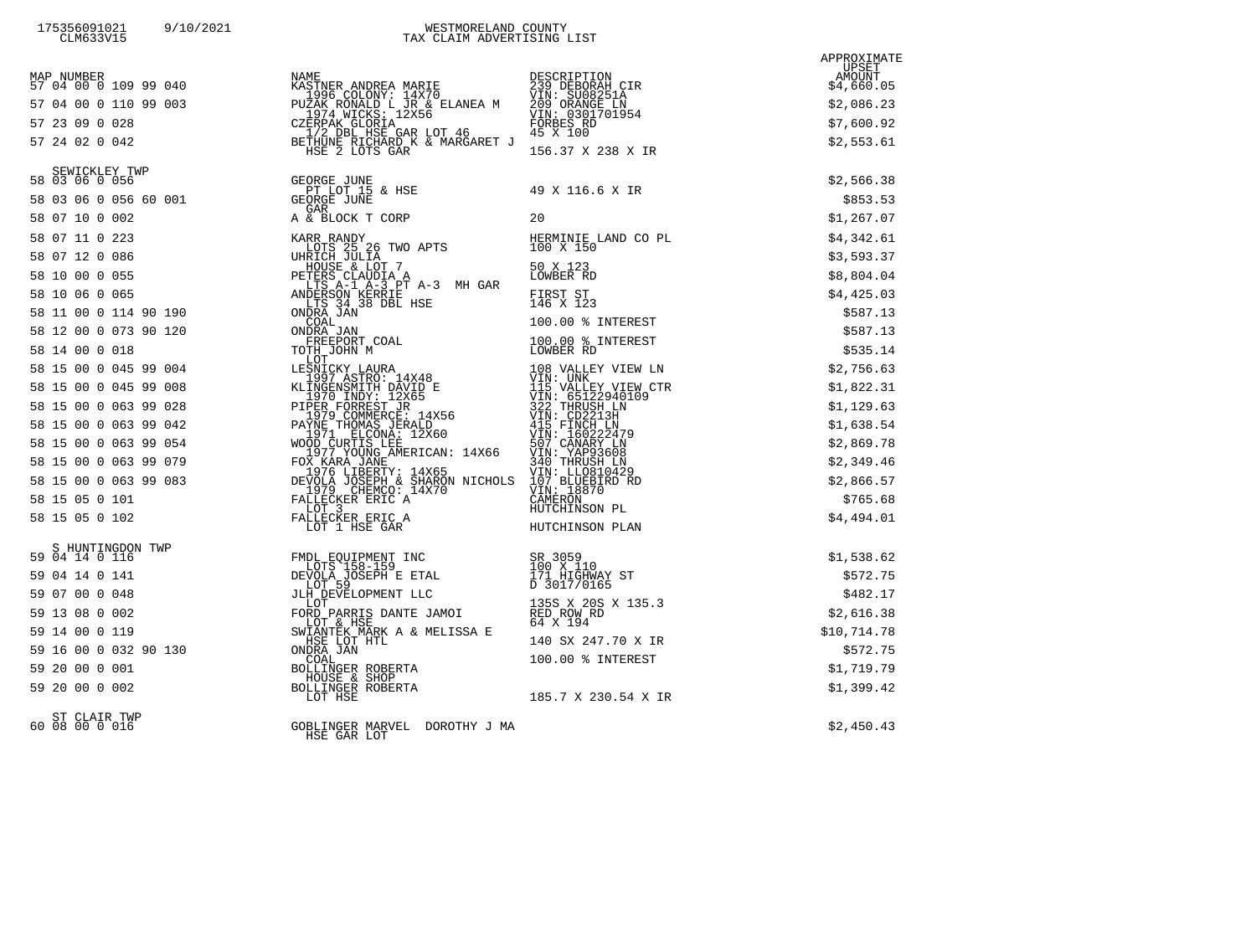WESTMORELAND COUNTY
TAX CLAIM ADVERTISING LIST

| MAP NUMBER | NAME | DESCRIPTION | APPROXIMATE UPSET AMOUNT |
|---|---|---|---|
| 57 04 00 0 109 99 040 | KASTNER ANDREA MARIE<br>1996 COLONY: 14X70 | 239 DEBORAH CIR<br>VIN: SU08251A | $4,660.05 |
| 57 04 00 0 110 99 003 | PUZAK RONALD L JR & ELANEA M<br>1974 WICKS: 12X56 | 209 ORANGE LN<br>VIN: 0301701954 | $2,086.23 |
| 57 23 09 0 028 | CZERPAK GLORIA<br>1/2 DBL HSE GAR LOT 46 | FORBES RD<br>45 X 100 | $7,600.92 |
| 57 24 02 0 042 | BETHUNE RICHARD K & MARGARET J<br>HSE 2 LOTS GAR | 156.37 X 238 X IR | $2,553.61 |
| **SEWICKLEY TWP** | | | |
| 58 03 06 0 056 | GEORGE JUNE<br>PT LOT 15 & HSE | 49 X 116.6 X IR | $2,566.38 |
| 58 03 06 0 056 60 001 | GEORGE JUNE<br>GAR | | $853.53 |
| 58 07 10 0 002 | A & BLOCK T CORP | 20 | $1,267.07 |
| 58 07 11 0 223 | KARR RANDY<br>LOTS 25 26 TWO APTS | HERMINIE LAND CO PL<br>100 X 150 | $4,342.61 |
| 58 07 12 0 086 | UHRICH JULIA<br>HOUSE & LOT 7 | 50 X 123 | $3,593.37 |
| 58 10 00 0 055 | PETERS CLAUDIA A<br>LTS A-1 A-3 PT A-3 MH GAR | LOWBER RD | $8,804.04 |
| 58 10 06 0 065 | ANDERSON KERRIE<br>LTS 34 38 DBL HSE | FIRST ST<br>146 X 123 | $4,425.03 |
| 58 11 00 0 114 90 190 | ONDRA JAN<br>COAL | 100.00 % INTEREST | $587.13 |
| 58 12 00 0 073 90 120 | ONDRA JAN<br>FREEPORT COAL | 100.00 % INTEREST | $587.13 |
| 58 14 00 0 018 | TOTH JOHN M<br>LOT | LOWBER RD | $535.14 |
| 58 15 00 0 045 99 004 | LESNICKY LAURA<br>1997 ASTRO: 14X48 | 108 VALLEY VIEW LN<br>VIN: UNK | $2,756.63 |
| 58 15 00 0 045 99 008 | KLINGENSMITH DAVID E<br>1970 INDY: 12X65 | 115 VALLEY VIEW CTR<br>VIN: 65122940109 | $1,822.31 |
| 58 15 00 0 063 99 028 | PIPER FORREST JR<br>1979 COMMERCE: 14X56 | 322 THRUSH LN<br>VIN: CD2213H | $1,129.63 |
| 58 15 00 0 063 99 042 | PAYNE THOMAS JERALD<br>1971 ELCONA: 12X60 | 415 FINCH LN<br>VIN: 160222479 | $1,638.54 |
| 58 15 00 0 063 99 054 | WOOD CURTIS LEE<br>1977 YOUNG AMERICAN: 14X66 | 507 CANARY LN<br>VIN: YAP93608 | $2,869.78 |
| 58 15 00 0 063 99 079 | FOX KARA JANE<br>1976 LIBERTY: 14X65 | 340 THRUSH LN<br>VIN: LL0810429 | $2,349.46 |
| 58 15 00 0 063 99 083 | DEVOLA JOSEPH & SHARON NICHOLS<br>1979 CHEMCO: 14X70 | 107 BLUEBIRD RD<br>VIN: 18870 | $2,866.57 |
| 58 15 05 0 101 | FALLECKER ERIC A<br>LOT 3 | CAMERON<br>HUTCHINSON PL | $765.68 |
| 58 15 05 0 102 | FALLECKER ERIC A<br>LOT 1 HSE GAR | HUTCHINSON PLAN | $4,494.01 |
| **S HUNTINGDON TWP** | | | |
| 59 04 14 0 116 | FMDL EQUIPMENT INC<br>LOTS 158-159 | SR 3059<br>100 X 110 | $1,538.62 |
| 59 04 14 0 141 | DEVOLA JOSEPH E ETAL<br>LOT 59 | 171 HIGHWAY ST<br>D 3017/0165 | $572.75 |
| 59 07 00 0 048 | JLH DEVELOPMENT LLC<br>LOT | 135S X 20S X 135.3 | $482.17 |
| 59 13 08 0 002 | FORD PARRIS DANTE JAMOI<br>LOT & HSE | RED ROW RD<br>64 X 194 | $2,616.38 |
| 59 14 00 0 119 | SWIANTEK MARK A & MELISSA E<br>HSE LOT HTL | 140 SX 247.70 X IR | $10,714.78 |
| 59 16 00 0 032 90 130 | ONDRA JAN<br>COAL | 100.00 % INTEREST | $572.75 |
| 59 20 00 0 001 | BOLLINGER ROBERTA<br>HOUSE & SHOP | | $1,719.79 |
| 59 20 00 0 002 | BOLLINGER ROBERTA<br>LOT HSE | 185.7 X 230.54 X IR | $1,399.42 |
| **ST CLAIR TWP** | | | |
| 60 08 00 0 016 | GOBLINGER MARVEL DOROTHY J MA<br>HSE GAR LOT | | $2,450.43 |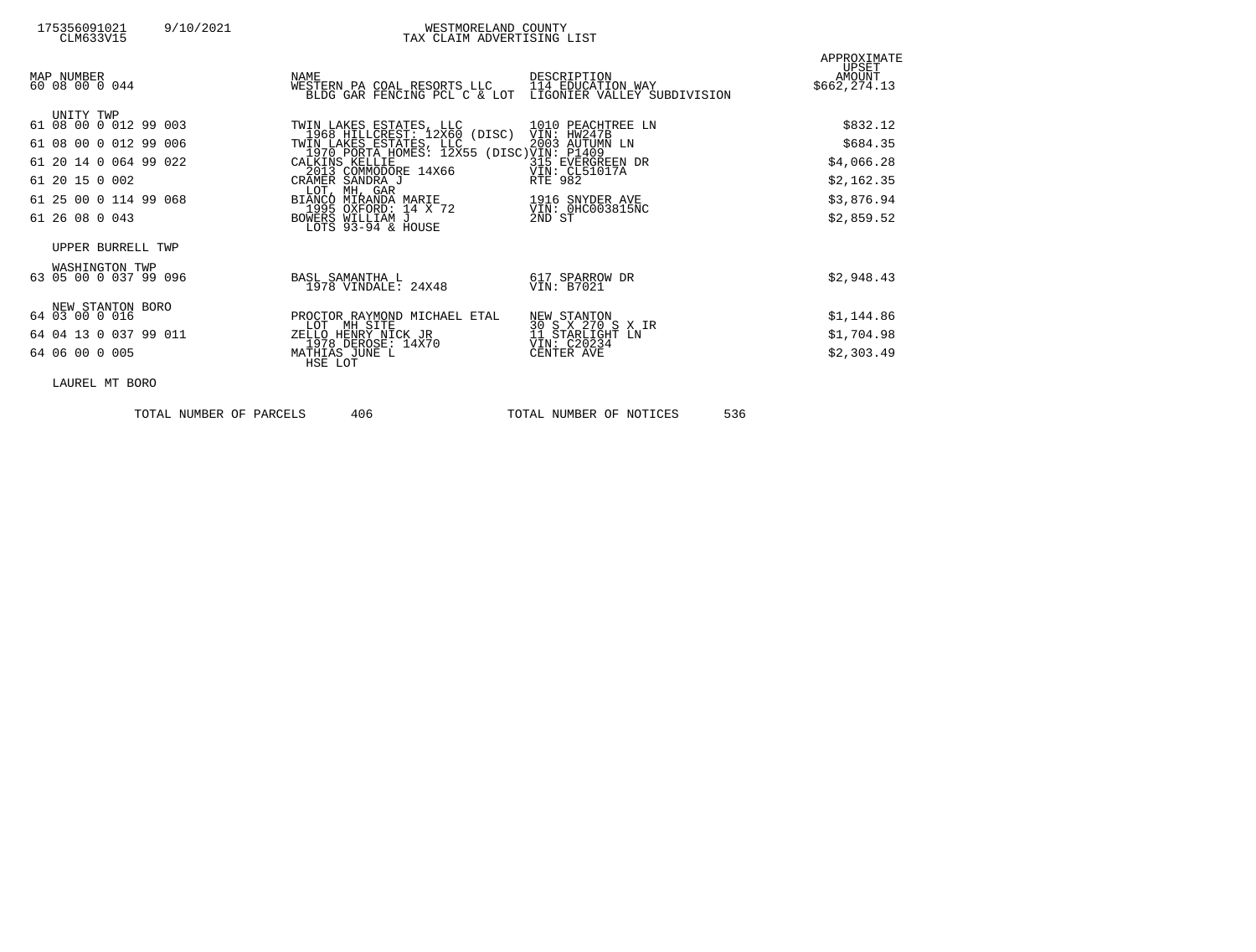175356091021 9/10/2021
CLM633V15

WESTMORELAND COUNTY
TAX CLAIM ADVERTISING LIST

| MAP NUMBER | NAME | DESCRIPTION | APPROXIMATE UPSET AMOUNT |
|---|---|---|---|
| 60 08 00 0 044 | WESTERN PA COAL RESORTS LLC<br>BLDG GAR FENCING PCL C & LOT | 114 EDUCATION WAY<br>LIGONIER VALLEY SUBDIVISION | $662,274.13 |
| **UNITY TWP** | | | |
| 61 08 00 0 012 99 003 | TWIN LAKES ESTATES, LLC<br>1968 HILLCREST: 12X60 (DISC) | 1010 PEACHTREE LN<br>VIN: HW247B | $832.12 |
| 61 08 00 0 012 99 006 | TWIN LAKES ESTATES, LLC<br>1970 PORTA HOMES: 12X55 (DISC) | 2003 AUTUMN LN<br>VIN: P1409 | $684.35 |
| 61 20 14 0 064 99 022 | CALKINS KELLIE<br>2013 COMMODORE 14X66 | 315 EVERGREEN DR<br>VIN: CL51017A | $4,066.28 |
| 61 20 15 0 002 | CRAMER SANDRA J<br>LOT, MH, GAR | RTE 982 | $2,162.35 |
| 61 25 00 0 114 99 068 | BIANCO MIRANDA MARIE<br>1995 OXFORD: 14 X 72 | 1916 SNYDER AVE<br>VIN: 0HC003815NC | $3,876.94 |
| 61 26 08 0 043 | BOWERS WILLIAM J<br>LOTS 93-94 & HOUSE | 2ND ST | $2,859.52 |
| **UPPER BURRELL TWP** | | | |
| **WASHINGTON TWP** | | | |
| 63 05 00 0 037 99 096 | BASL SAMANTHA L<br>1978 VINDALE: 24X48 | 617 SPARROW DR<br>VIN: B7021 | $2,948.43 |
| **NEW STANTON BORO** | | | |
| 64 03 00 0 016 | PROCTOR RAYMOND MICHAEL ETAL<br>LOT MH SITE | NEW STANTON<br>30 S X 270 S X IR | $1,144.86 |
| 64 04 13 0 037 99 011 | ZELLO HENRY NICK JR<br>1978 DEROSE: 14X70 | 11 STARLIGHT LN<br>VIN: C20234 | $1,704.98 |
| 64 06 00 0 005 | MATHIAS JUNE L<br>HSE LOT | CENTER AVE | $2,303.49 |
| **LAUREL MT BORO** | | | |

TOTAL NUMBER OF PARCELS 406 TOTAL NUMBER OF NOTICES 536